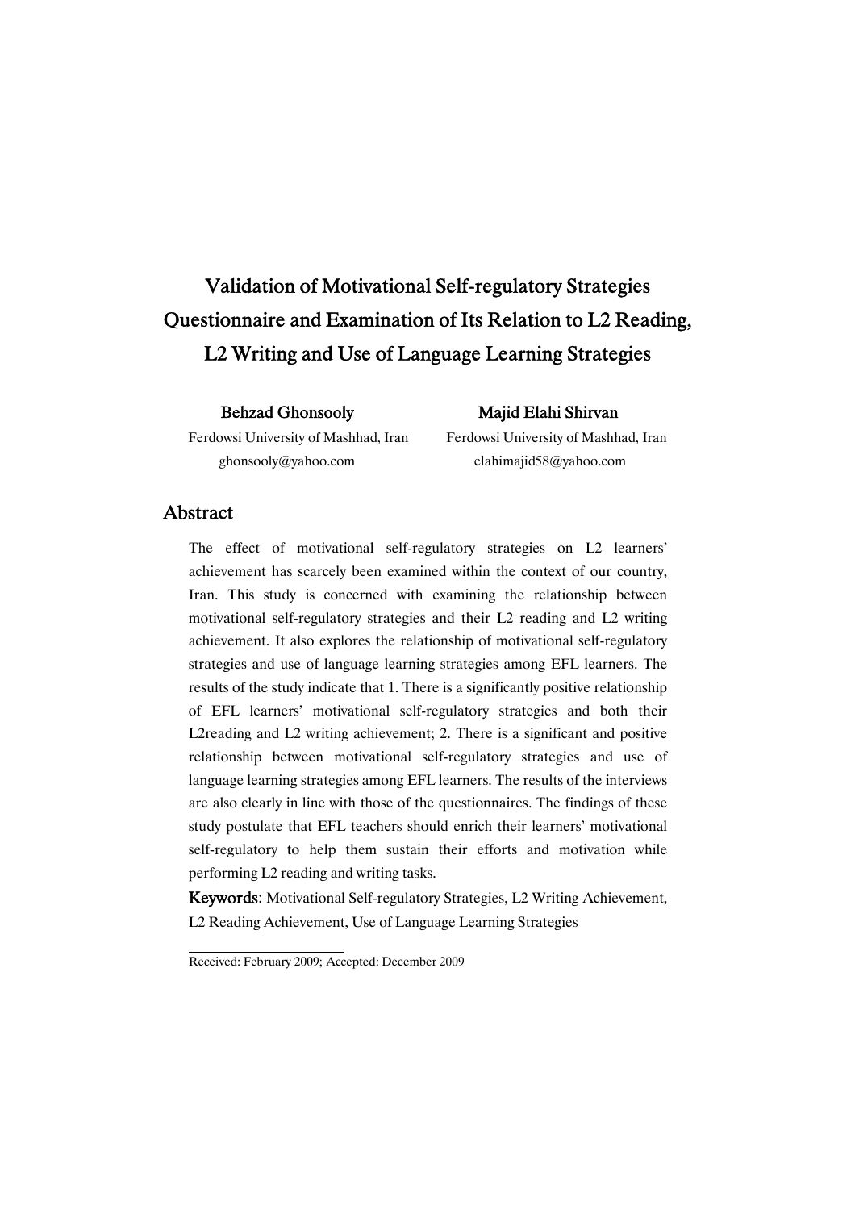# Validation of Motivational Self-regulatory Strategies Questionnaire and Examination of Its Relation to L2 Reading, L2 Writing and Use of Language Learning Strategies

**Behzad Ghonsooly**
Ferdowsi University of Mashhad, Iran
ghonsooly@yahoo.com

**Majid Elahi Shirvan**
Ferdowsi University of Mashhad, Iran
elahimajid58@yahoo.com

## Abstract

The effect of motivational self-regulatory strategies on L2 learners' achievement has scarcely been examined within the context of our country, Iran. This study is concerned with examining the relationship between motivational self-regulatory strategies and their L2 reading and L2 writing achievement. It also explores the relationship of motivational self-regulatory strategies and use of language learning strategies among EFL learners. The results of the study indicate that 1. There is a significantly positive relationship of EFL learners' motivational self-regulatory strategies and both their L2reading and L2 writing achievement; 2. There is a significant and positive relationship between motivational self-regulatory strategies and use of language learning strategies among EFL learners. The results of the interviews are also clearly in line with those of the questionnaires. The findings of these study postulate that EFL teachers should enrich their learners' motivational self-regulatory to help them sustain their efforts and motivation while performing L2 reading and writing tasks.

**Keywords**: Motivational Self-regulatory Strategies, L2 Writing Achievement, L2 Reading Achievement, Use of Language Learning Strategies

Received: February 2009; Accepted: December 2009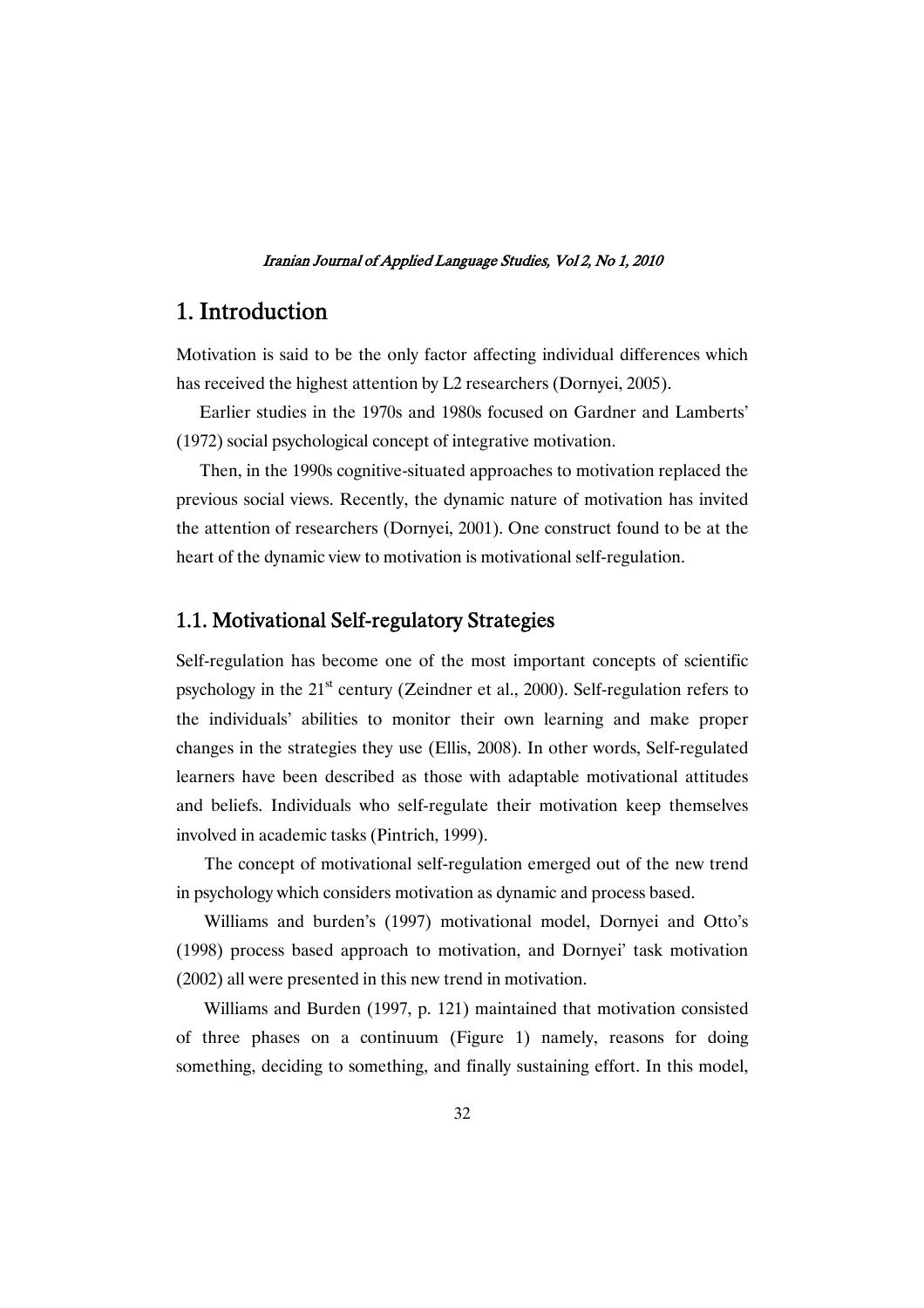## 1. Introduction

Motivation is said to be the only factor affecting individual differences which has received the highest attention by L2 researchers (Dornyei, 2005).

Earlier studies in the 1970s and 1980s focused on Gardner and Lamberts' (1972) social psychological concept of integrative motivation.

Then, in the 1990s cognitive-situated approaches to motivation replaced the previous social views. Recently, the dynamic nature of motivation has invited the attention of researchers (Dornyei, 2001). One construct found to be at the heart of the dynamic view to motivation is motivational self-regulation.

### 1.1. Motivational Self-regulatory Strategies

Self-regulation has become one of the most important concepts of scientific psychology in the 21st century (Zeindner et al., 2000). Self-regulation refers to the individuals' abilities to monitor their own learning and make proper changes in the strategies they use (Ellis, 2008). In other words, Self-regulated learners have been described as those with adaptable motivational attitudes and beliefs. Individuals who self-regulate their motivation keep themselves involved in academic tasks (Pintrich, 1999).

The concept of motivational self-regulation emerged out of the new trend in psychology which considers motivation as dynamic and process based.

Williams and burden's (1997) motivational model, Dornyei and Otto's (1998) process based approach to motivation, and Dornyei' task motivation (2002) all were presented in this new trend in motivation.

Williams and Burden (1997, p. 121) maintained that motivation consisted of three phases on a continuum (Figure 1) namely, reasons for doing something, deciding to something, and finally sustaining effort. In this model,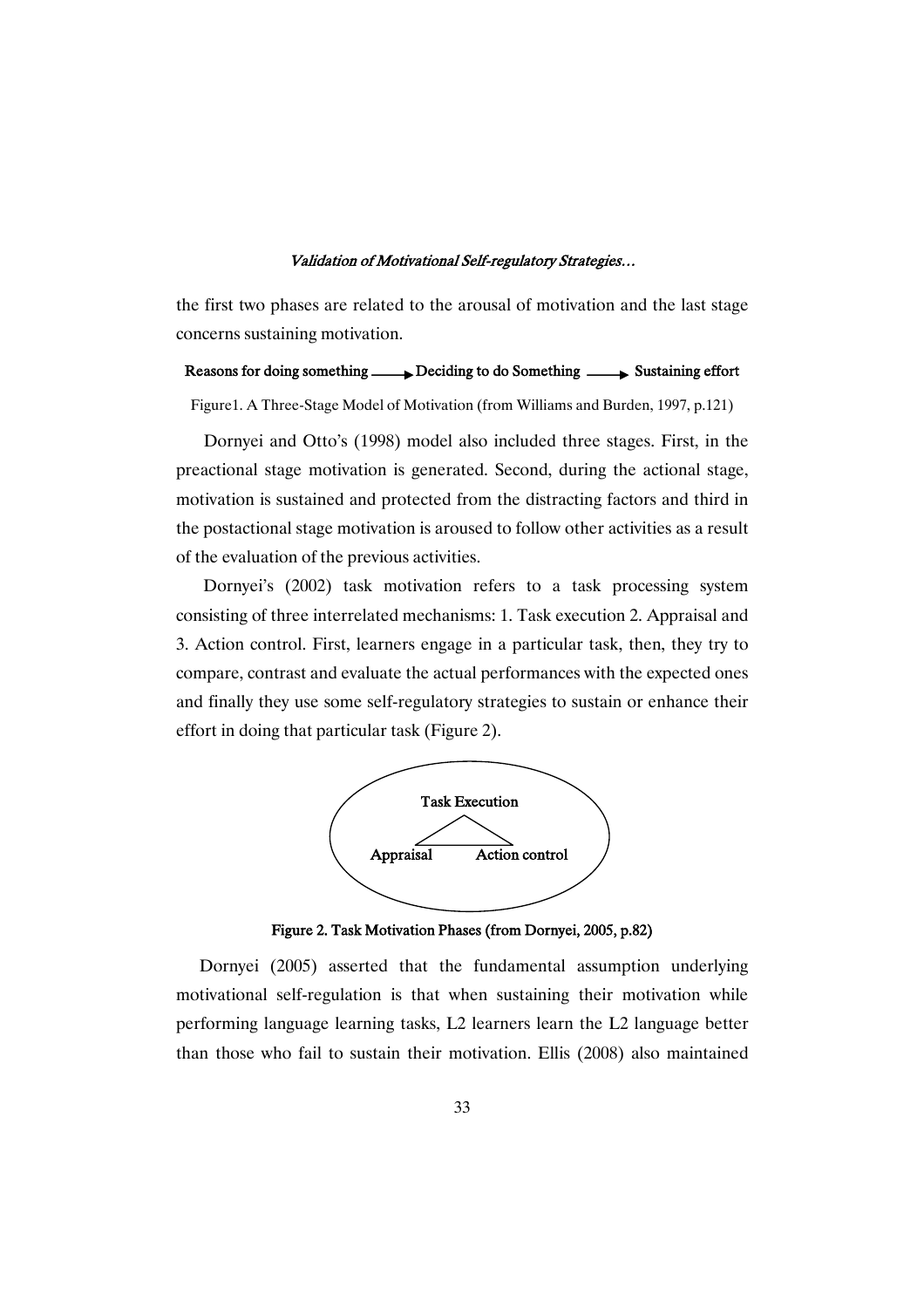the first two phases are related to the arousal of motivation and the last stage concerns sustaining motivation.

**Reasons for doing something → Deciding to do Something → Sustaining effort**

Figure1. A Three-Stage Model of Motivation (from Williams and Burden, 1997, p.121)

Dornyei and Otto's (1998) model also included three stages. First, in the preactional stage motivation is generated. Second, during the actional stage, motivation is sustained and protected from the distracting factors and third in the postactional stage motivation is aroused to follow other activities as a result of the evaluation of the previous activities.

Dornyei's (2002) task motivation refers to a task processing system consisting of three interrelated mechanisms: 1. Task execution 2. Appraisal and 3. Action control. First, learners engage in a particular task, then, they try to compare, contrast and evaluate the actual performances with the expected ones and finally they use some self-regulatory strategies to sustain or enhance their effort in doing that particular task (Figure 2).

**Task Execution**

**Appraisal** **Action control**

**Figure 2. Task Motivation Phases (from Dornyei, 2005, p.82)**

Dornyei (2005) asserted that the fundamental assumption underlying motivational self-regulation is that when sustaining their motivation while performing language learning tasks, L2 learners learn the L2 language better than those who fail to sustain their motivation. Ellis (2008) also maintained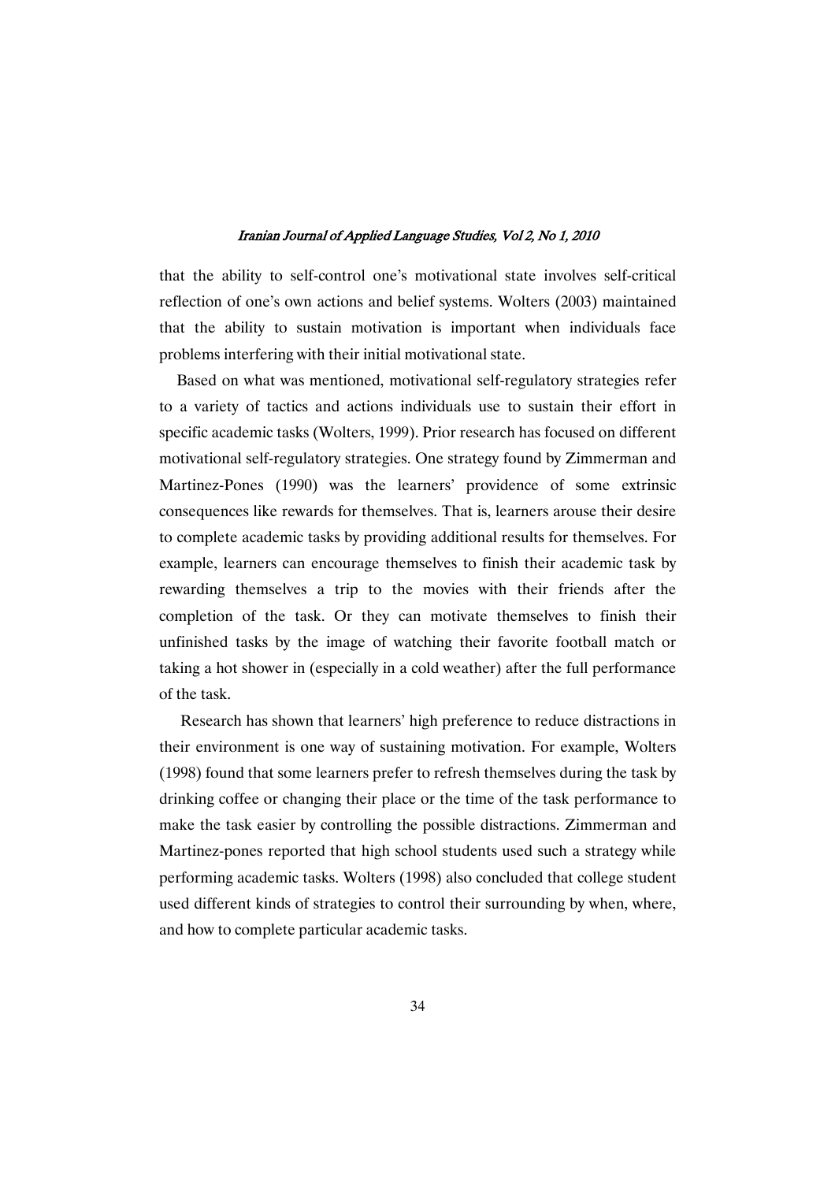that the ability to self-control one's motivational state involves self-critical reflection of one's own actions and belief systems. Wolters (2003) maintained that the ability to sustain motivation is important when individuals face problems interfering with their initial motivational state.

Based on what was mentioned, motivational self-regulatory strategies refer to a variety of tactics and actions individuals use to sustain their effort in specific academic tasks (Wolters, 1999). Prior research has focused on different motivational self-regulatory strategies. One strategy found by Zimmerman and Martinez-Pones (1990) was the learners' providence of some extrinsic consequences like rewards for themselves. That is, learners arouse their desire to complete academic tasks by providing additional results for themselves. For example, learners can encourage themselves to finish their academic task by rewarding themselves a trip to the movies with their friends after the completion of the task. Or they can motivate themselves to finish their unfinished tasks by the image of watching their favorite football match or taking a hot shower in (especially in a cold weather) after the full performance of the task.

Research has shown that learners' high preference to reduce distractions in their environment is one way of sustaining motivation. For example, Wolters (1998) found that some learners prefer to refresh themselves during the task by drinking coffee or changing their place or the time of the task performance to make the task easier by controlling the possible distractions. Zimmerman and Martinez-pones reported that high school students used such a strategy while performing academic tasks. Wolters (1998) also concluded that college student used different kinds of strategies to control their surrounding by when, where, and how to complete particular academic tasks.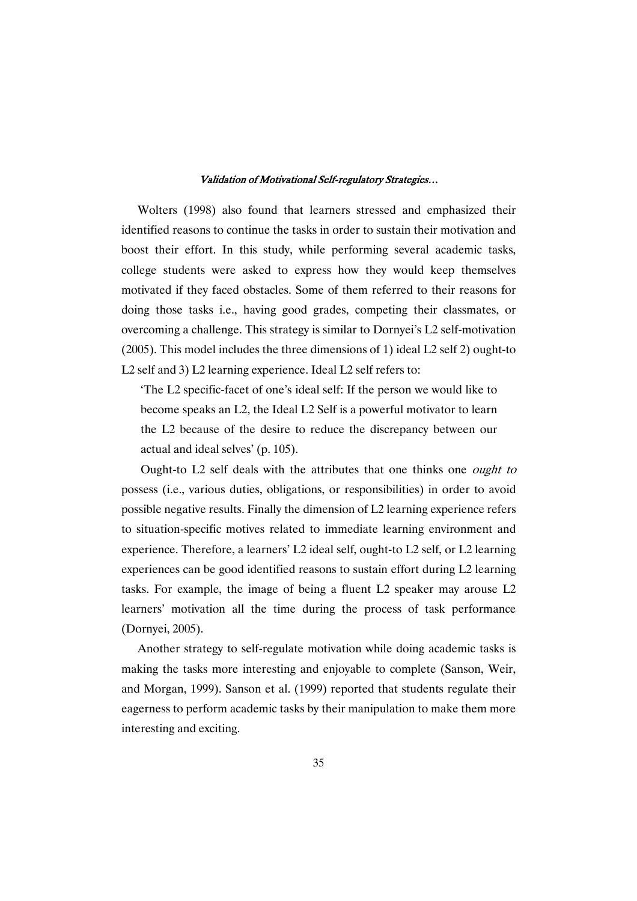Wolters (1998) also found that learners stressed and emphasized their identified reasons to continue the tasks in order to sustain their motivation and boost their effort. In this study, while performing several academic tasks, college students were asked to express how they would keep themselves motivated if they faced obstacles. Some of them referred to their reasons for doing those tasks i.e., having good grades, competing their classmates, or overcoming a challenge. This strategy is similar to Dornyei's L2 self-motivation (2005). This model includes the three dimensions of 1) ideal L2 self 2) ought-to L2 self and 3) L2 learning experience. Ideal L2 self refers to:

> 'The L2 specific-facet of one's ideal self: If the person we would like to become speaks an L2, the Ideal L2 Self is a powerful motivator to learn the L2 because of the desire to reduce the discrepancy between our actual and ideal selves' (p. 105).

Ought-to L2 self deals with the attributes that one thinks one *ought to* possess (i.e., various duties, obligations, or responsibilities) in order to avoid possible negative results. Finally the dimension of L2 learning experience refers to situation-specific motives related to immediate learning environment and experience. Therefore, a learners' L2 ideal self, ought-to L2 self, or L2 learning experiences can be good identified reasons to sustain effort during L2 learning tasks. For example, the image of being a fluent L2 speaker may arouse L2 learners' motivation all the time during the process of task performance (Dornyei, 2005).

Another strategy to self-regulate motivation while doing academic tasks is making the tasks more interesting and enjoyable to complete (Sanson, Weir, and Morgan, 1999). Sanson et al. (1999) reported that students regulate their eagerness to perform academic tasks by their manipulation to make them more interesting and exciting.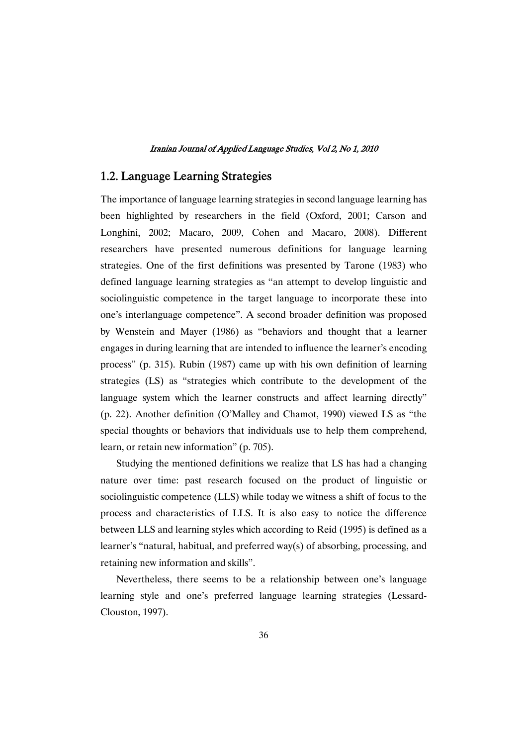## 1.2. Language Learning Strategies

The importance of language learning strategies in second language learning has been highlighted by researchers in the field (Oxford, 2001; Carson and Longhini, 2002; Macaro, 2009, Cohen and Macaro, 2008). Different researchers have presented numerous definitions for language learning strategies. One of the first definitions was presented by Tarone (1983) who defined language learning strategies as "an attempt to develop linguistic and sociolinguistic competence in the target language to incorporate these into one's interlanguage competence". A second broader definition was proposed by Wenstein and Mayer (1986) as "behaviors and thought that a learner engages in during learning that are intended to influence the learner's encoding process" (p. 315). Rubin (1987) came up with his own definition of learning strategies (LS) as "strategies which contribute to the development of the language system which the learner constructs and affect learning directly" (p. 22). Another definition (O'Malley and Chamot, 1990) viewed LS as "the special thoughts or behaviors that individuals use to help them comprehend, learn, or retain new information" (p. 705).

Studying the mentioned definitions we realize that LS has had a changing nature over time: past research focused on the product of linguistic or sociolinguistic competence (LLS) while today we witness a shift of focus to the process and characteristics of LLS. It is also easy to notice the difference between LLS and learning styles which according to Reid (1995) is defined as a learner's "natural, habitual, and preferred way(s) of absorbing, processing, and retaining new information and skills".

Nevertheless, there seems to be a relationship between one's language learning style and one's preferred language learning strategies (Lessard-Clouston, 1997).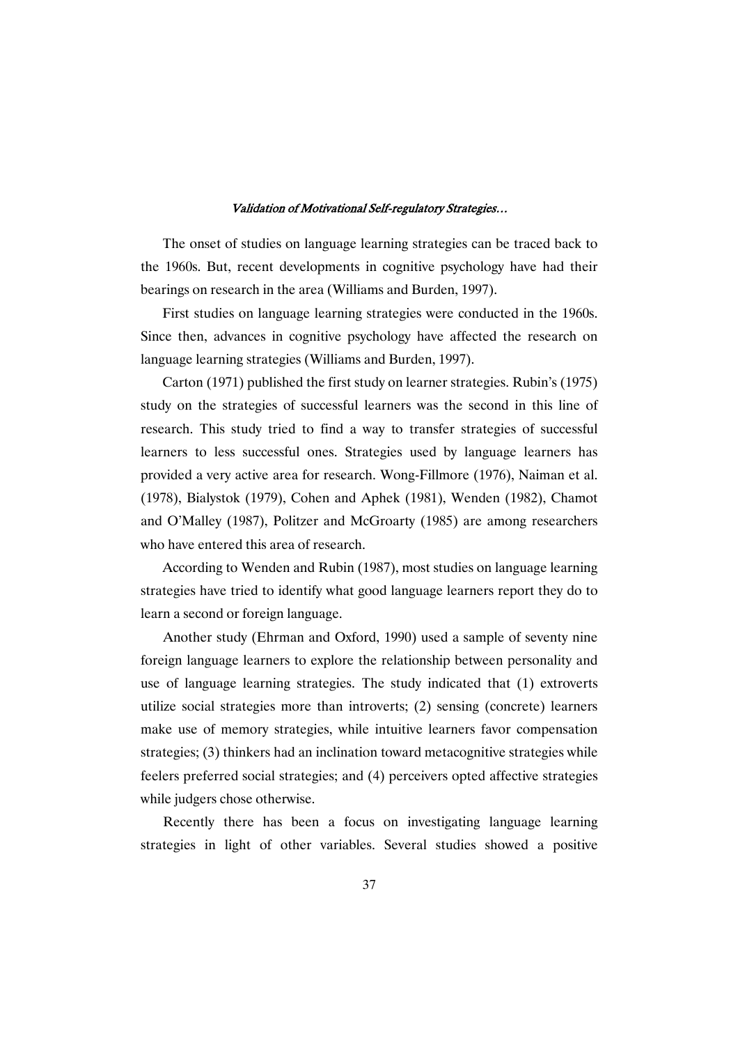The onset of studies on language learning strategies can be traced back to the 1960s. But, recent developments in cognitive psychology have had their bearings on research in the area (Williams and Burden, 1997).

First studies on language learning strategies were conducted in the 1960s. Since then, advances in cognitive psychology have affected the research on language learning strategies (Williams and Burden, 1997).

Carton (1971) published the first study on learner strategies. Rubin's (1975) study on the strategies of successful learners was the second in this line of research. This study tried to find a way to transfer strategies of successful learners to less successful ones. Strategies used by language learners has provided a very active area for research. Wong-Fillmore (1976), Naiman et al. (1978), Bialystok (1979), Cohen and Aphek (1981), Wenden (1982), Chamot and O'Malley (1987), Politzer and McGroarty (1985) are among researchers who have entered this area of research.

According to Wenden and Rubin (1987), most studies on language learning strategies have tried to identify what good language learners report they do to learn a second or foreign language.

Another study (Ehrman and Oxford, 1990) used a sample of seventy nine foreign language learners to explore the relationship between personality and use of language learning strategies. The study indicated that (1) extroverts utilize social strategies more than introverts; (2) sensing (concrete) learners make use of memory strategies, while intuitive learners favor compensation strategies; (3) thinkers had an inclination toward metacognitive strategies while feelers preferred social strategies; and (4) perceivers opted affective strategies while judgers chose otherwise.

Recently there has been a focus on investigating language learning strategies in light of other variables. Several studies showed a positive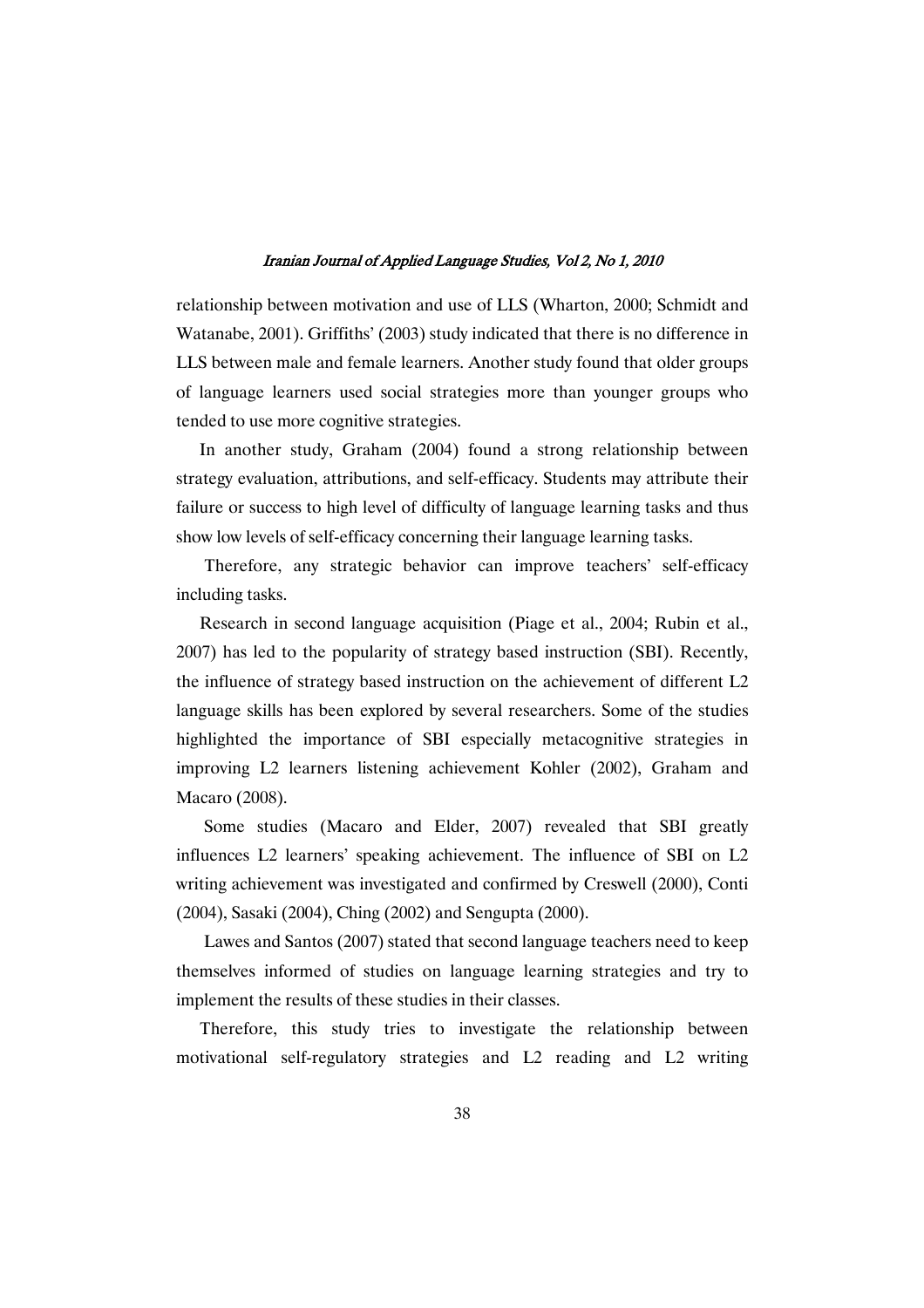relationship between motivation and use of LLS (Wharton, 2000; Schmidt and Watanabe, 2001). Griffiths' (2003) study indicated that there is no difference in LLS between male and female learners. Another study found that older groups of language learners used social strategies more than younger groups who tended to use more cognitive strategies.

In another study, Graham (2004) found a strong relationship between strategy evaluation, attributions, and self-efficacy. Students may attribute their failure or success to high level of difficulty of language learning tasks and thus show low levels of self-efficacy concerning their language learning tasks.

Therefore, any strategic behavior can improve teachers' self-efficacy including tasks.

Research in second language acquisition (Piage et al., 2004; Rubin et al., 2007) has led to the popularity of strategy based instruction (SBI). Recently, the influence of strategy based instruction on the achievement of different L2 language skills has been explored by several researchers. Some of the studies highlighted the importance of SBI especially metacognitive strategies in improving L2 learners listening achievement Kohler (2002), Graham and Macaro (2008).

Some studies (Macaro and Elder, 2007) revealed that SBI greatly influences L2 learners' speaking achievement. The influence of SBI on L2 writing achievement was investigated and confirmed by Creswell (2000), Conti (2004), Sasaki (2004), Ching (2002) and Sengupta (2000).

Lawes and Santos (2007) stated that second language teachers need to keep themselves informed of studies on language learning strategies and try to implement the results of these studies in their classes.

Therefore, this study tries to investigate the relationship between motivational self-regulatory strategies and L2 reading and L2 writing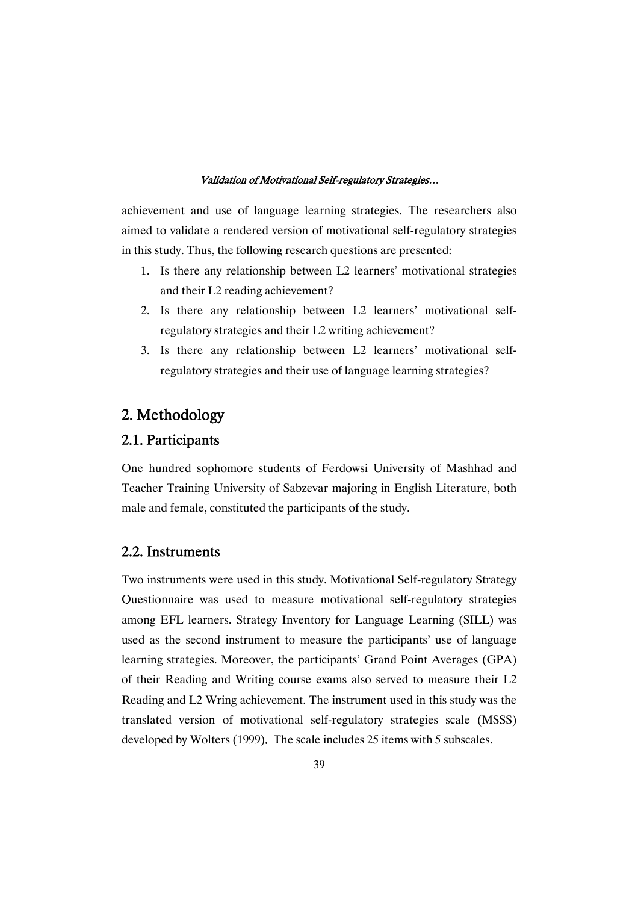achievement and use of language learning strategies. The researchers also aimed to validate a rendered version of motivational self-regulatory strategies in this study. Thus, the following research questions are presented:

1. Is there any relationship between L2 learners' motivational strategies and their L2 reading achievement?
2. Is there any relationship between L2 learners' motivational self-regulatory strategies and their L2 writing achievement?
3. Is there any relationship between L2 learners' motivational self-regulatory strategies and their use of language learning strategies?

## 2. Methodology

### 2.1. Participants

One hundred sophomore students of Ferdowsi University of Mashhad and Teacher Training University of Sabzevar majoring in English Literature, both male and female, constituted the participants of the study.

### 2.2. Instruments

Two instruments were used in this study. Motivational Self-regulatory Strategy Questionnaire was used to measure motivational self-regulatory strategies among EFL learners. Strategy Inventory for Language Learning (SILL) was used as the second instrument to measure the participants' use of language learning strategies. Moreover, the participants' Grand Point Averages (GPA) of their Reading and Writing course exams also served to measure their L2 Reading and L2 Wring achievement. The instrument used in this study was the translated version of motivational self-regulatory strategies scale (MSSS) developed by Wolters (1999). The scale includes 25 items with 5 subscales.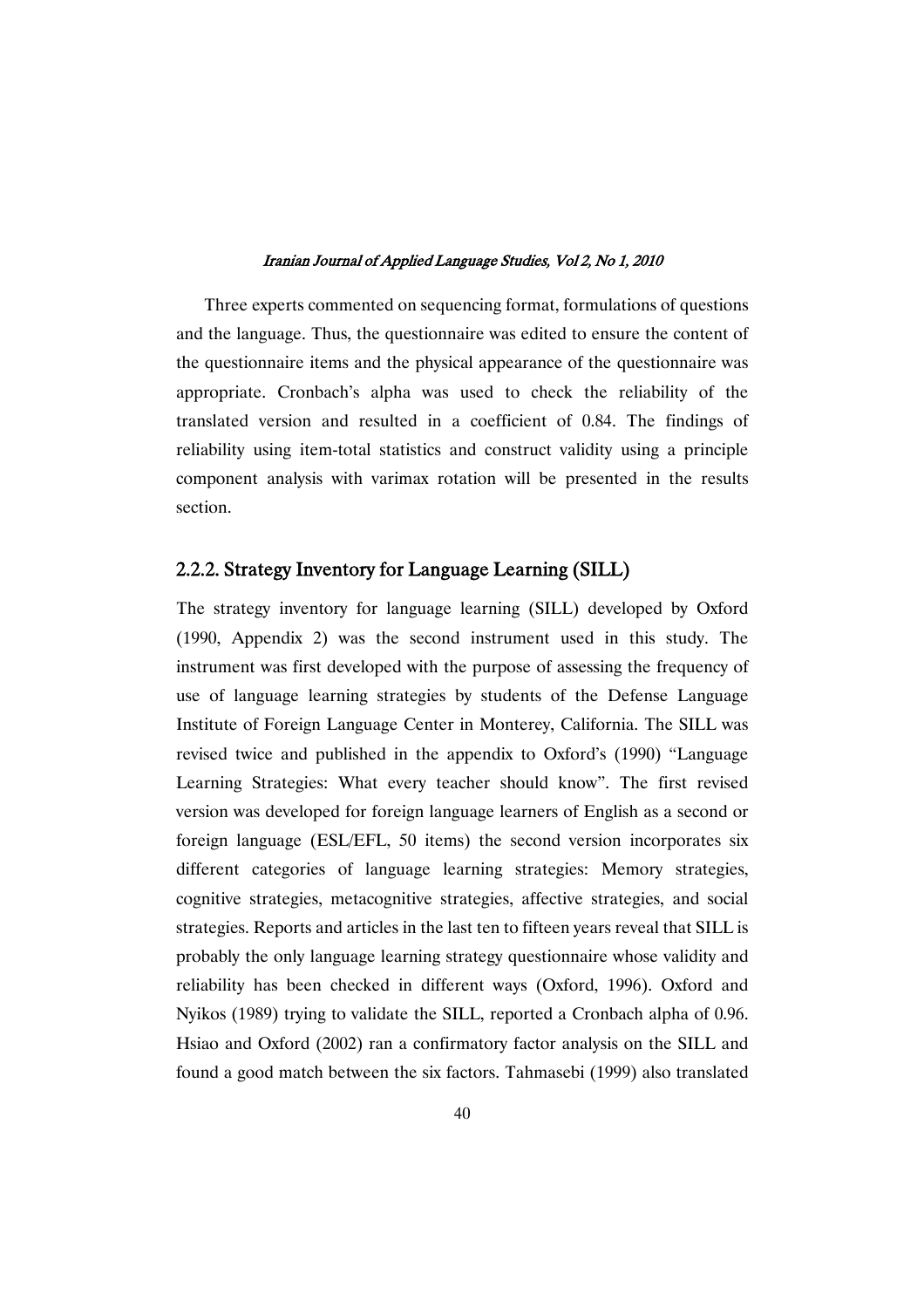Three experts commented on sequencing format, formulations of questions and the language. Thus, the questionnaire was edited to ensure the content of the questionnaire items and the physical appearance of the questionnaire was appropriate. Cronbach's alpha was used to check the reliability of the translated version and resulted in a coefficient of 0.84. The findings of reliability using item-total statistics and construct validity using a principle component analysis with varimax rotation will be presented in the results section.

### 2.2.2. Strategy Inventory for Language Learning (SILL)

The strategy inventory for language learning (SILL) developed by Oxford (1990, Appendix 2) was the second instrument used in this study. The instrument was first developed with the purpose of assessing the frequency of use of language learning strategies by students of the Defense Language Institute of Foreign Language Center in Monterey, California. The SILL was revised twice and published in the appendix to Oxford's (1990) "Language Learning Strategies: What every teacher should know". The first revised version was developed for foreign language learners of English as a second or foreign language (ESL/EFL, 50 items) the second version incorporates six different categories of language learning strategies: Memory strategies, cognitive strategies, metacognitive strategies, affective strategies, and social strategies. Reports and articles in the last ten to fifteen years reveal that SILL is probably the only language learning strategy questionnaire whose validity and reliability has been checked in different ways (Oxford, 1996). Oxford and Nyikos (1989) trying to validate the SILL, reported a Cronbach alpha of 0.96. Hsiao and Oxford (2002) ran a confirmatory factor analysis on the SILL and found a good match between the six factors. Tahmasebi (1999) also translated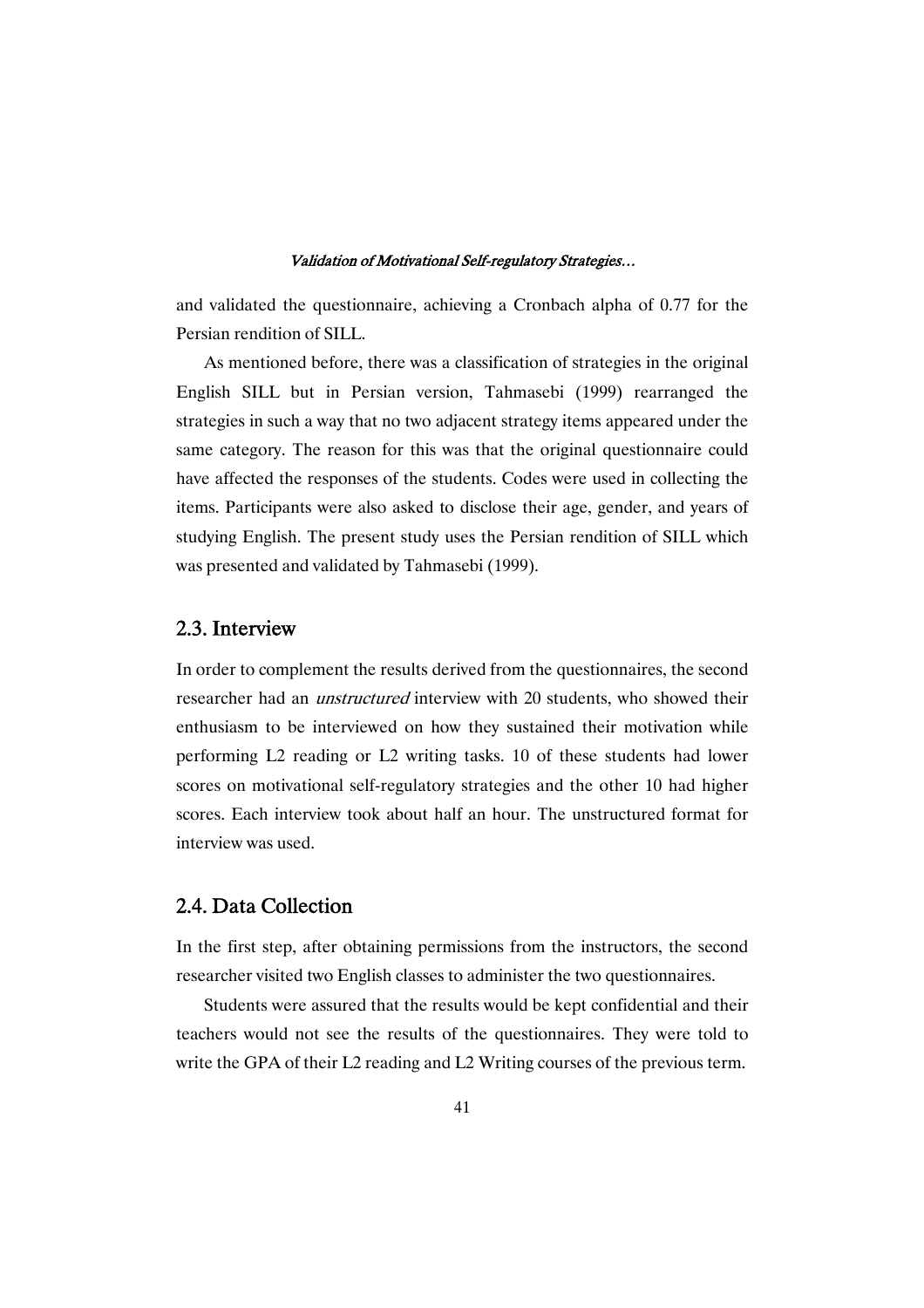and validated the questionnaire, achieving a Cronbach alpha of 0.77 for the Persian rendition of SILL.

As mentioned before, there was a classification of strategies in the original English SILL but in Persian version, Tahmasebi (1999) rearranged the strategies in such a way that no two adjacent strategy items appeared under the same category. The reason for this was that the original questionnaire could have affected the responses of the students. Codes were used in collecting the items. Participants were also asked to disclose their age, gender, and years of studying English. The present study uses the Persian rendition of SILL which was presented and validated by Tahmasebi (1999).

## 2.3. Interview

In order to complement the results derived from the questionnaires, the second researcher had an *unstructured* interview with 20 students, who showed their enthusiasm to be interviewed on how they sustained their motivation while performing L2 reading or L2 writing tasks. 10 of these students had lower scores on motivational self-regulatory strategies and the other 10 had higher scores. Each interview took about half an hour. The unstructured format for interview was used.

## 2.4. Data Collection

In the first step, after obtaining permissions from the instructors, the second researcher visited two English classes to administer the two questionnaires.

Students were assured that the results would be kept confidential and their teachers would not see the results of the questionnaires. They were told to write the GPA of their L2 reading and L2 Writing courses of the previous term.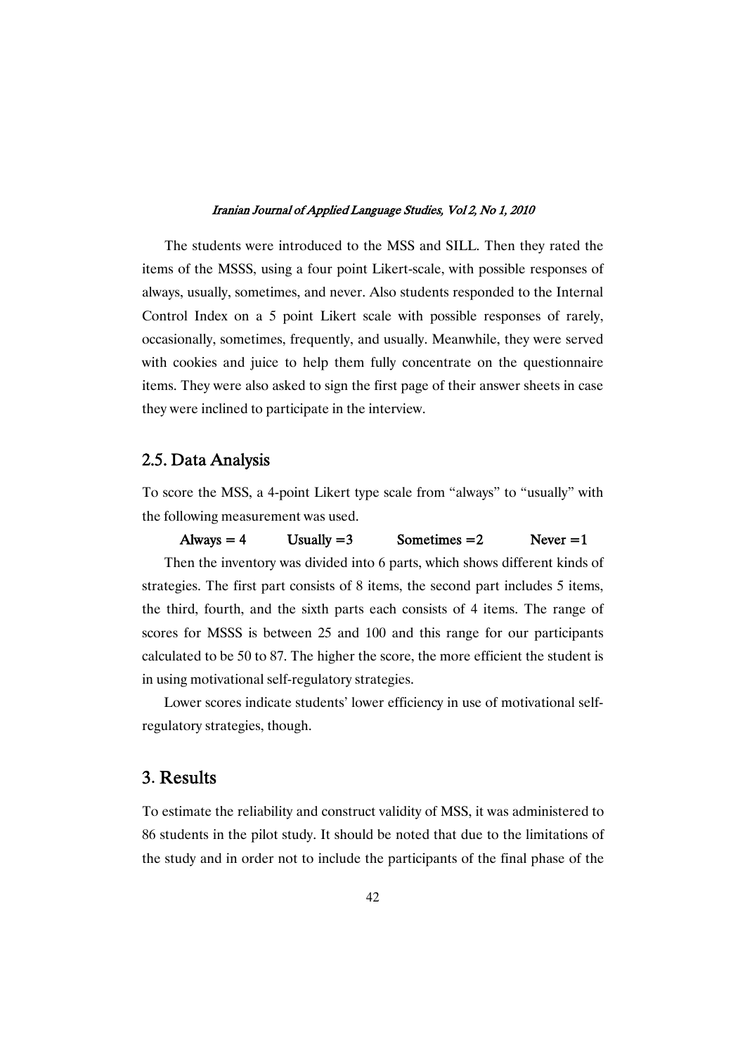The students were introduced to the MSS and SILL. Then they rated the items of the MSSS, using a four point Likert-scale, with possible responses of always, usually, sometimes, and never. Also students responded to the Internal Control Index on a 5 point Likert scale with possible responses of rarely, occasionally, sometimes, frequently, and usually. Meanwhile, they were served with cookies and juice to help them fully concentrate on the questionnaire items. They were also asked to sign the first page of their answer sheets in case they were inclined to participate in the interview.

## 2.5. Data Analysis

To score the MSS, a 4-point Likert type scale from "always" to "usually" with the following measurement was used.

**Always = 4 Usually =3 Sometimes =2 Never =1**

Then the inventory was divided into 6 parts, which shows different kinds of strategies. The first part consists of 8 items, the second part includes 5 items, the third, fourth, and the sixth parts each consists of 4 items. The range of scores for MSSS is between 25 and 100 and this range for our participants calculated to be 50 to 87. The higher the score, the more efficient the student is in using motivational self-regulatory strategies.

Lower scores indicate students' lower efficiency in use of motivational self-regulatory strategies, though.

# 3. Results

To estimate the reliability and construct validity of MSS, it was administered to 86 students in the pilot study. It should be noted that due to the limitations of the study and in order not to include the participants of the final phase of the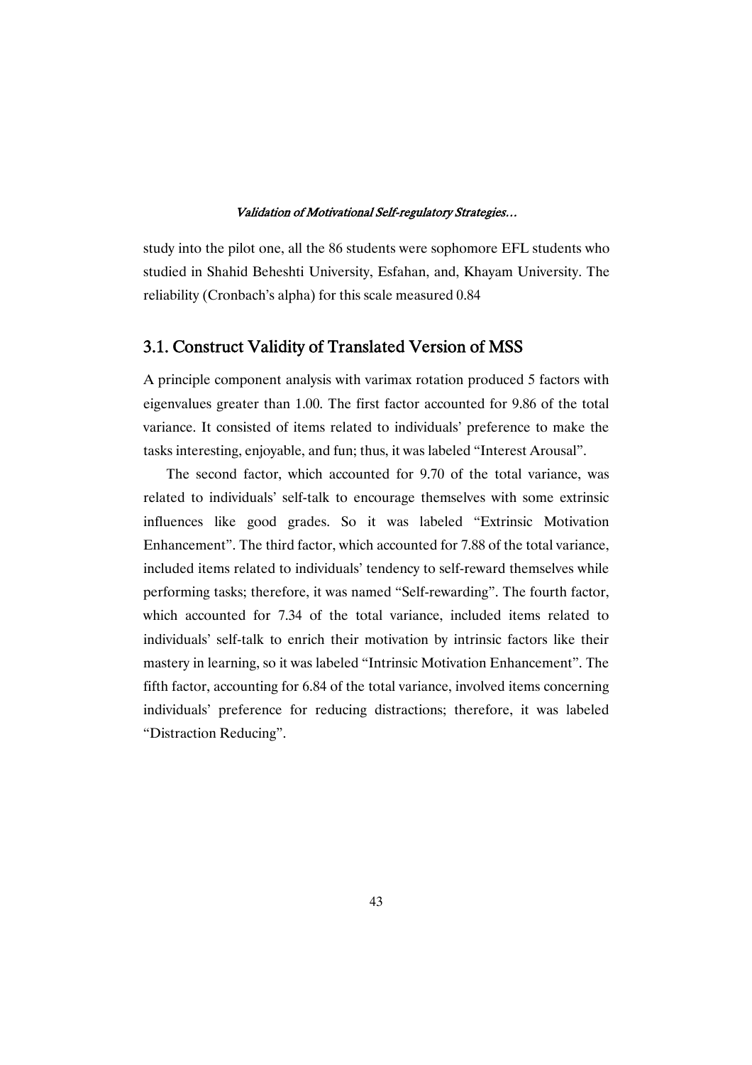study into the pilot one, all the 86 students were sophomore EFL students who studied in Shahid Beheshti University, Esfahan, and, Khayam University. The reliability (Cronbach's alpha) for this scale measured 0.84

## 3.1. Construct Validity of Translated Version of MSS

A principle component analysis with varimax rotation produced 5 factors with eigenvalues greater than 1.00. The first factor accounted for 9.86 of the total variance. It consisted of items related to individuals' preference to make the tasks interesting, enjoyable, and fun; thus, it was labeled "Interest Arousal".

The second factor, which accounted for 9.70 of the total variance, was related to individuals' self-talk to encourage themselves with some extrinsic influences like good grades. So it was labeled "Extrinsic Motivation Enhancement". The third factor, which accounted for 7.88 of the total variance, included items related to individuals' tendency to self-reward themselves while performing tasks; therefore, it was named "Self-rewarding". The fourth factor, which accounted for 7.34 of the total variance, included items related to individuals' self-talk to enrich their motivation by intrinsic factors like their mastery in learning, so it was labeled "Intrinsic Motivation Enhancement". The fifth factor, accounting for 6.84 of the total variance, involved items concerning individuals' preference for reducing distractions; therefore, it was labeled "Distraction Reducing".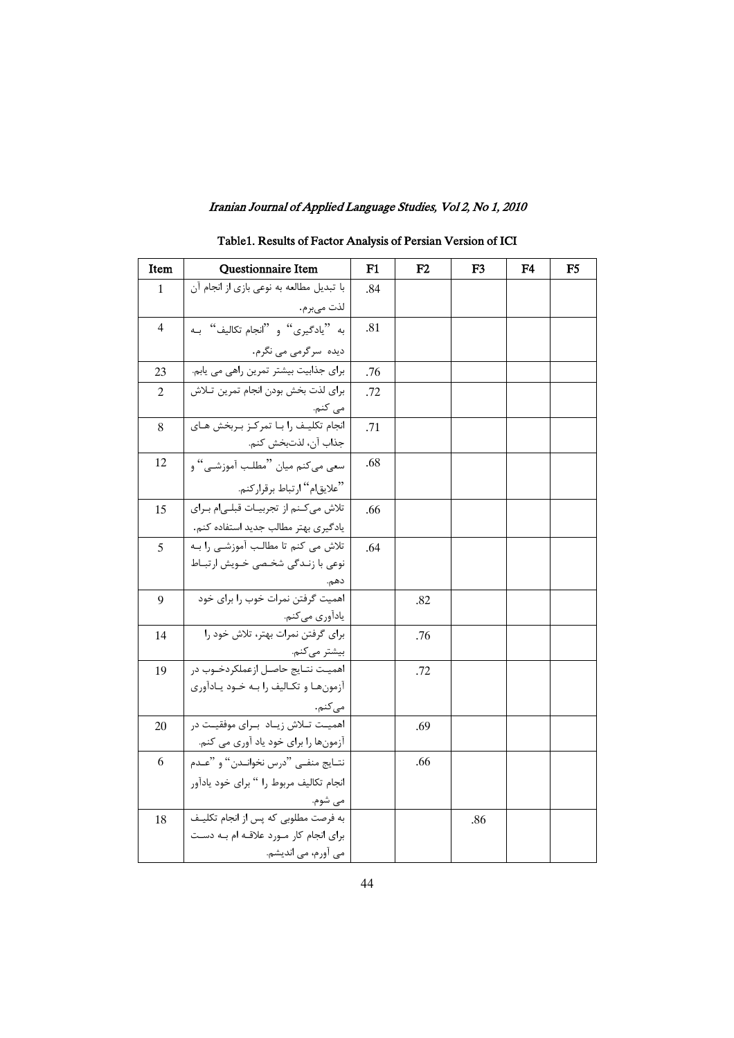Table1. Results of Factor Analysis of Persian Version of ICI

| Item | Questionnaire Item | F1 | F2 | F3 | F4 | F5 |
|---|---|---|---|---|---|---|
| 1 | با تبدیل مطالعه به نوعی بازی از انجام آن لذت می‌برم. | .84 | | | | |
| 4 | به "یادگیری" و "انجام تکالیف" به دیده سرگرمی می نگرم. | .81 | | | | |
| 23 | برای جذابیت بیشتر تمرین راهی می یابم. | .76 | | | | |
| 2 | برای لذت بخش بودن انجام تمرین تلاش می کنم. | .72 | | | | |
| 8 | انجام تکلیف را با تمرکز بربخش های جذاب آن، لذت‌بخش کنم. | .71 | | | | |
| 12 | سعی می‌کنم میان "مطلب آموزشی" و "علایقم" ارتباط برقرارکنم. | .68 | | | | |
| 15 | تلاش می‌کنم از تجربیات قبلی‌ام برای یادگیری بهتر مطالب جدید استفاده کنم. | .66 | | | | |
| 5 | تلاش می کنم تا مطالب آموزشی را به نوعی با زندگی شخصی خویش ارتباط دهم. | .64 | | | | |
| 9 | اهمیت گرفتن نمرات خوب را برای خود یادآوری می‌کنم. | | .82 | | | |
| 14 | برای گرفتن نمرات بهتر، تلاش خود را بیشتر می‌کنم. | | .76 | | | |
| 19 | اهمیت نتایج حاصل ازعملکردخوب در آزمون‌ها و تکالیف را به خود یادآوری می‌کنم. | | .72 | | | |
| 20 | اهمیت تلاش زیاد برای موفقیت در آزمون‌ها را برای خود یاد آوری می کنم. | | .69 | | | |
| 6 | نتایج منفی "درس نخواندن" و "عدم انجام تکالیف مربوط را " برای خود یادآور می شوم. | | .66 | | | |
| 18 | به فرصت مطلوبی که پس از انجام تکلیف برای انجام کار مورد علاقه ام به دست می آورم، می اندیشم. | | | .86 | | |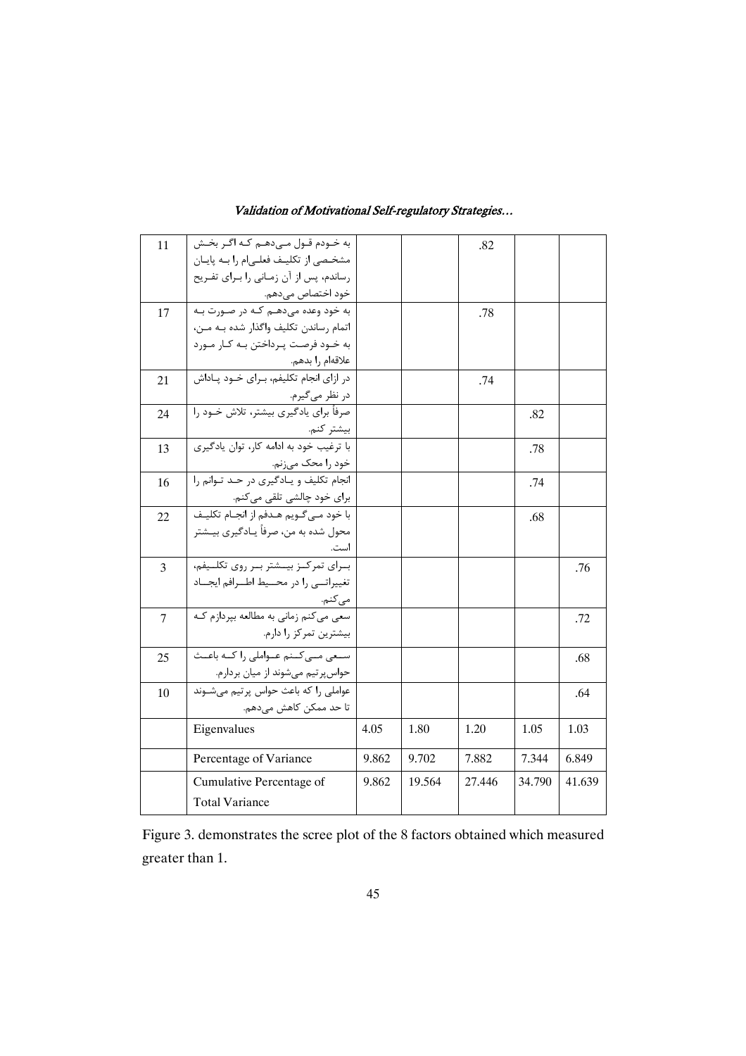| 11 | به خودم قول می‌دهم که اگر بخش مشخصی از تکلیف فعلی‌ام را به پایان رساندم، پس از آن زمانی را برای تفریح خود اختصاص می‌دهم. | | | .82 | | |
|---|---|---|---|---|---|---|
| 17 | به خود وعده می‌دهم که در صورت به اتمام رساندن تکلیف واگذار شده به من، به خود فرصت پرداختن به کار مورد علاقه‌ام را بدهم. | | | .78 | | |
| 21 | در ازای انجام تکلیفم، برای خود پاداش در نظر می‌گیرم. | | | .74 | | |
| 24 | صرفاً برای یادگیری بیشتر، تلاش خود را بیشتر کنم. | | | | .82 | |
| 13 | با ترغیب خود به ادامه کار، توان یادگیری خود را محک می‌زنم. | | | | .78 | |
| 16 | انجام تکلیف و یادگیری در حد توانم را برای خود چالشی تلقی می‌کنم. | | | | .74 | |
| 22 | با خود می‌گویم هدفم از انجام تکلیف محول شده به من، صرفاً یادگیری بیشتر است. | | | | .68 | |
| 3 | برای تمرکز بیشتر بر روی تکلیفم، تغییراتی را در محیط اطرافم ایجاد می‌کنم. | | | | | .76 |
| 7 | سعی می‌کنم زمانی به مطالعه بپردازم که بیشترین تمرکز را دارم. | | | | | .72 |
| 25 | سعی می‌کنم عواملی را که باعث حواس‌پرتیم می‌شوند از میان بردارم. | | | | | .68 |
| 10 | عواملی را که باعث حواس پرتیم می‌شوند تا حد ممکن کاهش می‌دهم. | | | | | .64 |
| | Eigenvalues | 4.05 | 1.80 | 1.20 | 1.05 | 1.03 |
| | Percentage of Variance | 9.862 | 9.702 | 7.882 | 7.344 | 6.849 |
| | Cumulative Percentage of Total Variance | 9.862 | 19.564 | 27.446 | 34.790 | 41.639 |

Figure 3. demonstrates the scree plot of the 8 factors obtained which measured greater than 1.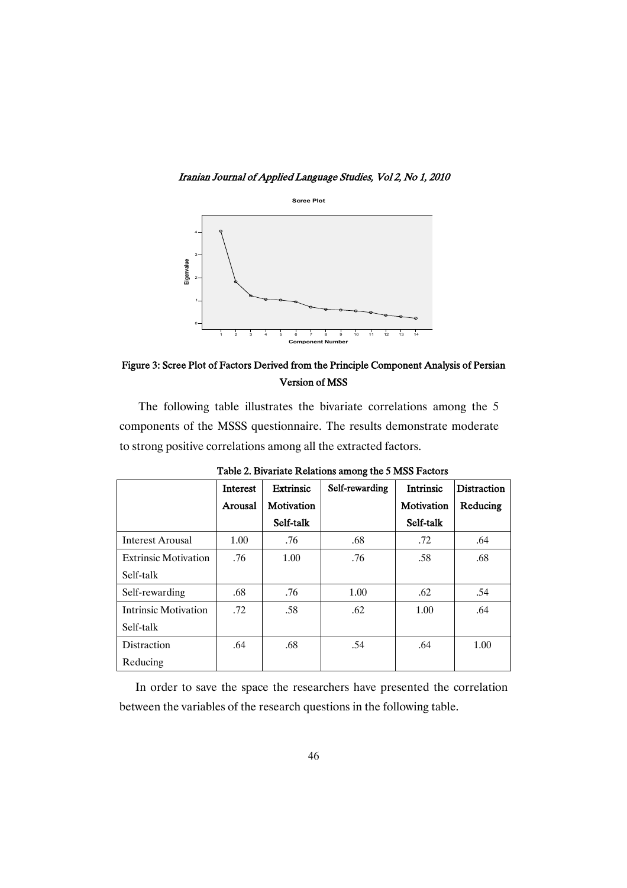Figure 3: Scree Plot of Factors Derived from the Principle Component Analysis of Persian Version of MSS

The following table illustrates the bivariate correlations among the 5 components of the MSSS questionnaire. The results demonstrate moderate to strong positive correlations among all the extracted factors.

Table 2. Bivariate Relations among the 5 MSS Factors

| | Interest Arousal | Extrinsic Motivation Self-talk | Self-rewarding | Intrinsic Motivation Self-talk | Distraction Reducing |
|---|---|---|---|---|---|
| Interest Arousal | 1.00 | .76 | .68 | .72 | .64 |
| Extrinsic Motivation Self-talk | .76 | 1.00 | .76 | .58 | .68 |
| Self-rewarding | .68 | .76 | 1.00 | .62 | .54 |
| Intrinsic Motivation Self-talk | .72 | .58 | .62 | 1.00 | .64 |
| Distraction Reducing | .64 | .68 | .54 | .64 | 1.00 |

In order to save the space the researchers have presented the correlation between the variables of the research questions in the following table.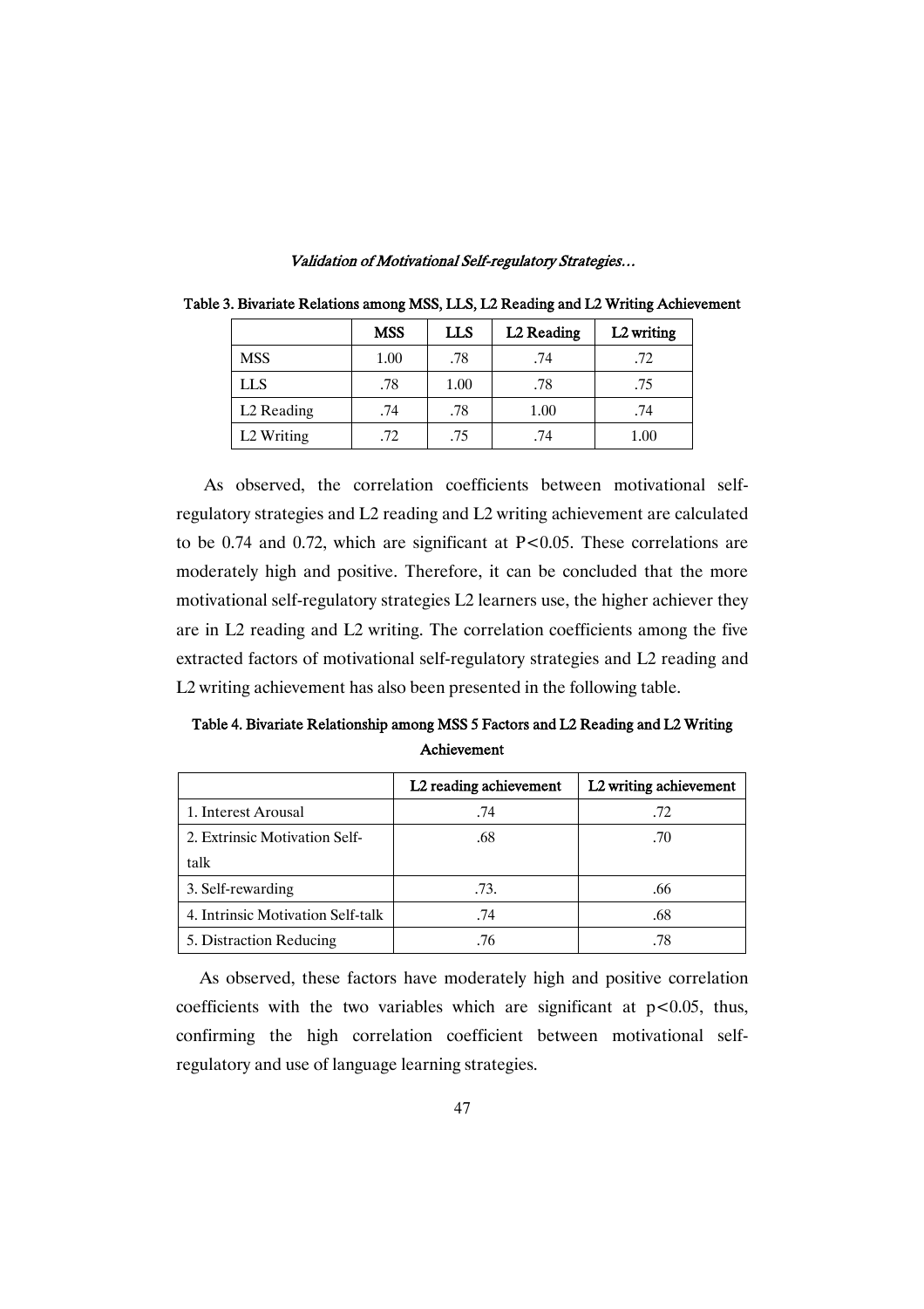Table 3. Bivariate Relations among MSS, LLS, L2 Reading and L2 Writing Achievement

| | MSS | LLS | L2 Reading | L2 writing |
|---|---|---|---|---|
| MSS | 1.00 | .78 | .74 | .72 |
| LLS | .78 | 1.00 | .78 | .75 |
| L2 Reading | .74 | .78 | 1.00 | .74 |
| L2 Writing | .72 | .75 | .74 | 1.00 |

As observed, the correlation coefficients between motivational self-regulatory strategies and L2 reading and L2 writing achievement are calculated to be 0.74 and 0.72, which are significant at $P<0.05$. These correlations are moderately high and positive. Therefore, it can be concluded that the more motivational self-regulatory strategies L2 learners use, the higher achiever they are in L2 reading and L2 writing. The correlation coefficients among the five extracted factors of motivational self-regulatory strategies and L2 reading and L2 writing achievement has also been presented in the following table.

Table 4. Bivariate Relationship among MSS 5 Factors and L2 Reading and L2 Writing Achievement

| | L2 reading achievement | L2 writing achievement |
|---|---|---|
| 1. Interest Arousal | .74 | .72 |
| 2. Extrinsic Motivation Self-talk | .68 | .70 |
| 3. Self-rewarding | .73. | .66 |
| 4. Intrinsic Motivation Self-talk | .74 | .68 |
| 5. Distraction Reducing | .76 | .78 |

As observed, these factors have moderately high and positive correlation coefficients with the two variables which are significant at $p<0.05$, thus, confirming the high correlation coefficient between motivational self-regulatory and use of language learning strategies.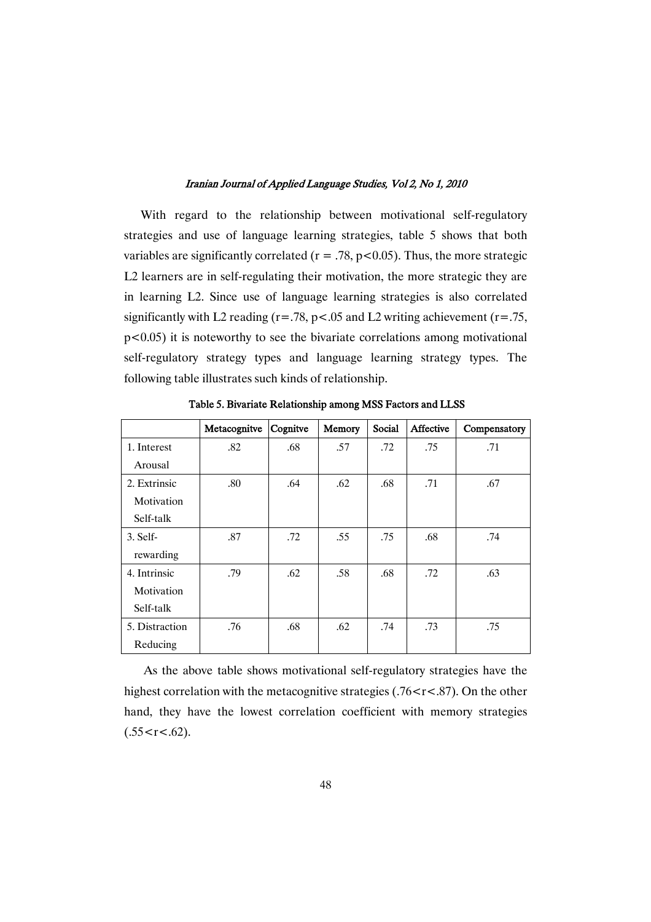With regard to the relationship between motivational self-regulatory strategies and use of language learning strategies, table 5 shows that both variables are significantly correlated ($r = .78$, $p<0.05$). Thus, the more strategic L2 learners are in self-regulating their motivation, the more strategic they are in learning L2. Since use of language learning strategies is also correlated significantly with L2 reading ($r=.78$, $p<.05$ and L2 writing achievement ($r=.75$, $p<0.05$) it is noteworthy to see the bivariate correlations among motivational self-regulatory strategy types and language learning strategy types. The following table illustrates such kinds of relationship.

**Table 5. Bivariate Relationship among MSS Factors and LLSS**

| | Metacognitve | Cognitve | Memory | Social | Affective | Compensatory |
|---|---|---|---|---|---|---|
| 1. Interest Arousal | .82 | .68 | .57 | .72 | .75 | .71 |
| 2. Extrinsic Motivation Self-talk | .80 | .64 | .62 | .68 | .71 | .67 |
| 3. Self-rewarding | .87 | .72 | .55 | .75 | .68 | .74 |
| 4. Intrinsic Motivation Self-talk | .79 | .62 | .58 | .68 | .72 | .63 |
| 5. Distraction Reducing | .76 | .68 | .62 | .74 | .73 | .75 |

As the above table shows motivational self-regulatory strategies have the highest correlation with the metacognitive strategies ($.76<r<.87$). On the other hand, they have the lowest correlation coefficient with memory strategies ($.55<r<.62$).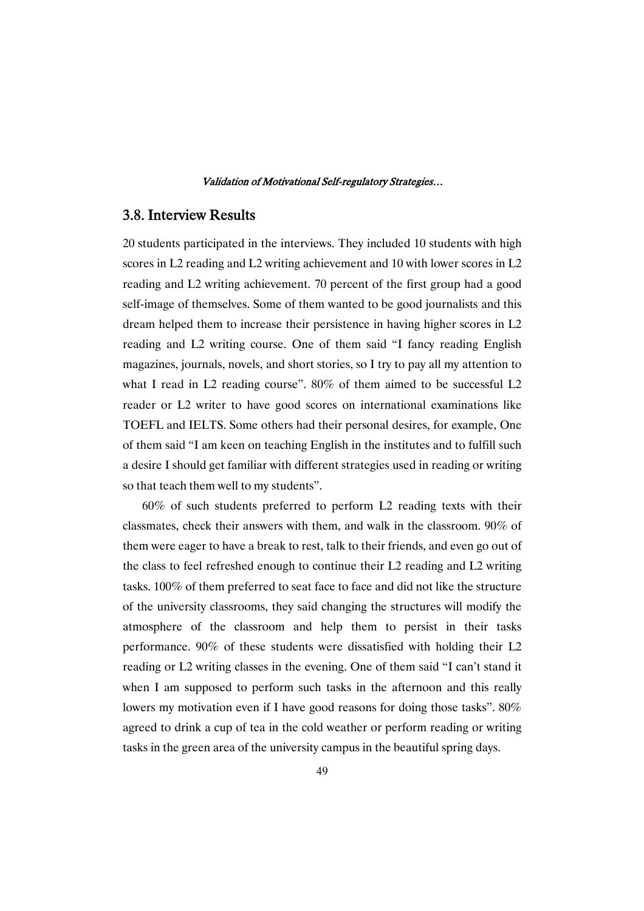## 3.8. Interview Results

20 students participated in the interviews. They included 10 students with high scores in L2 reading and L2 writing achievement and 10 with lower scores in L2 reading and L2 writing achievement. 70 percent of the first group had a good self-image of themselves. Some of them wanted to be good journalists and this dream helped them to increase their persistence in having higher scores in L2 reading and L2 writing course. One of them said "I fancy reading English magazines, journals, novels, and short stories, so I try to pay all my attention to what I read in L2 reading course". 80% of them aimed to be successful L2 reader or L2 writer to have good scores on international examinations like TOEFL and IELTS. Some others had their personal desires, for example, One of them said "I am keen on teaching English in the institutes and to fulfill such a desire I should get familiar with different strategies used in reading or writing so that teach them well to my students".

60% of such students preferred to perform L2 reading texts with their classmates, check their answers with them, and walk in the classroom. 90% of them were eager to have a break to rest, talk to their friends, and even go out of the class to feel refreshed enough to continue their L2 reading and L2 writing tasks. 100% of them preferred to seat face to face and did not like the structure of the university classrooms, they said changing the structures will modify the atmosphere of the classroom and help them to persist in their tasks performance. 90% of these students were dissatisfied with holding their L2 reading or L2 writing classes in the evening. One of them said "I can't stand it when I am supposed to perform such tasks in the afternoon and this really lowers my motivation even if I have good reasons for doing those tasks". 80% agreed to drink a cup of tea in the cold weather or perform reading or writing tasks in the green area of the university campus in the beautiful spring days.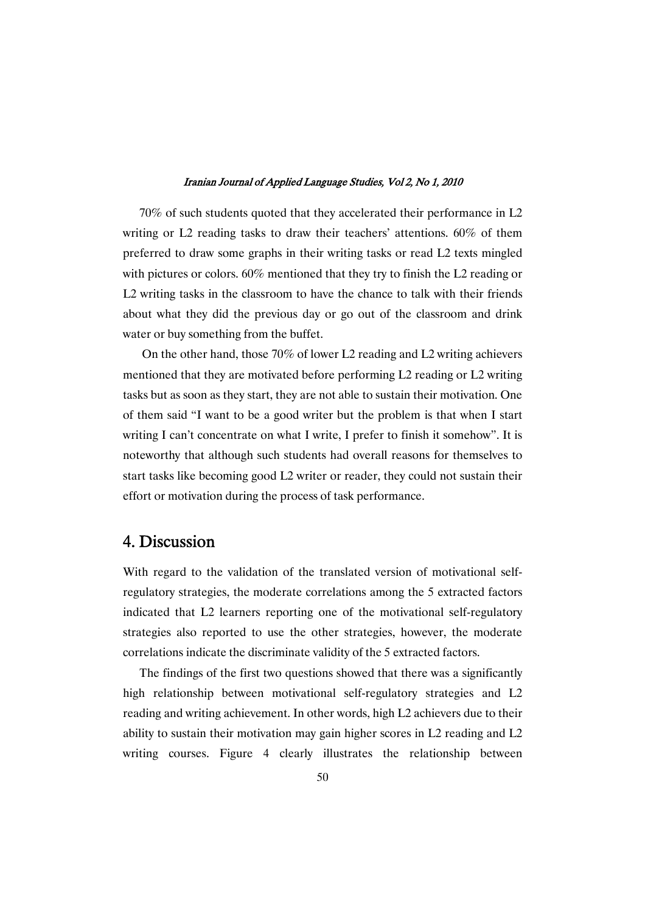70% of such students quoted that they accelerated their performance in L2 writing or L2 reading tasks to draw their teachers' attentions. 60% of them preferred to draw some graphs in their writing tasks or read L2 texts mingled with pictures or colors. 60% mentioned that they try to finish the L2 reading or L2 writing tasks in the classroom to have the chance to talk with their friends about what they did the previous day or go out of the classroom and drink water or buy something from the buffet.

On the other hand, those 70% of lower L2 reading and L2 writing achievers mentioned that they are motivated before performing L2 reading or L2 writing tasks but as soon as they start, they are not able to sustain their motivation. One of them said "I want to be a good writer but the problem is that when I start writing I can't concentrate on what I write, I prefer to finish it somehow". It is noteworthy that although such students had overall reasons for themselves to start tasks like becoming good L2 writer or reader, they could not sustain their effort or motivation during the process of task performance.

## 4. Discussion

With regard to the validation of the translated version of motivational self-regulatory strategies, the moderate correlations among the 5 extracted factors indicated that L2 learners reporting one of the motivational self-regulatory strategies also reported to use the other strategies, however, the moderate correlations indicate the discriminate validity of the 5 extracted factors.

The findings of the first two questions showed that there was a significantly high relationship between motivational self-regulatory strategies and L2 reading and writing achievement. In other words, high L2 achievers due to their ability to sustain their motivation may gain higher scores in L2 reading and L2 writing courses. Figure 4 clearly illustrates the relationship between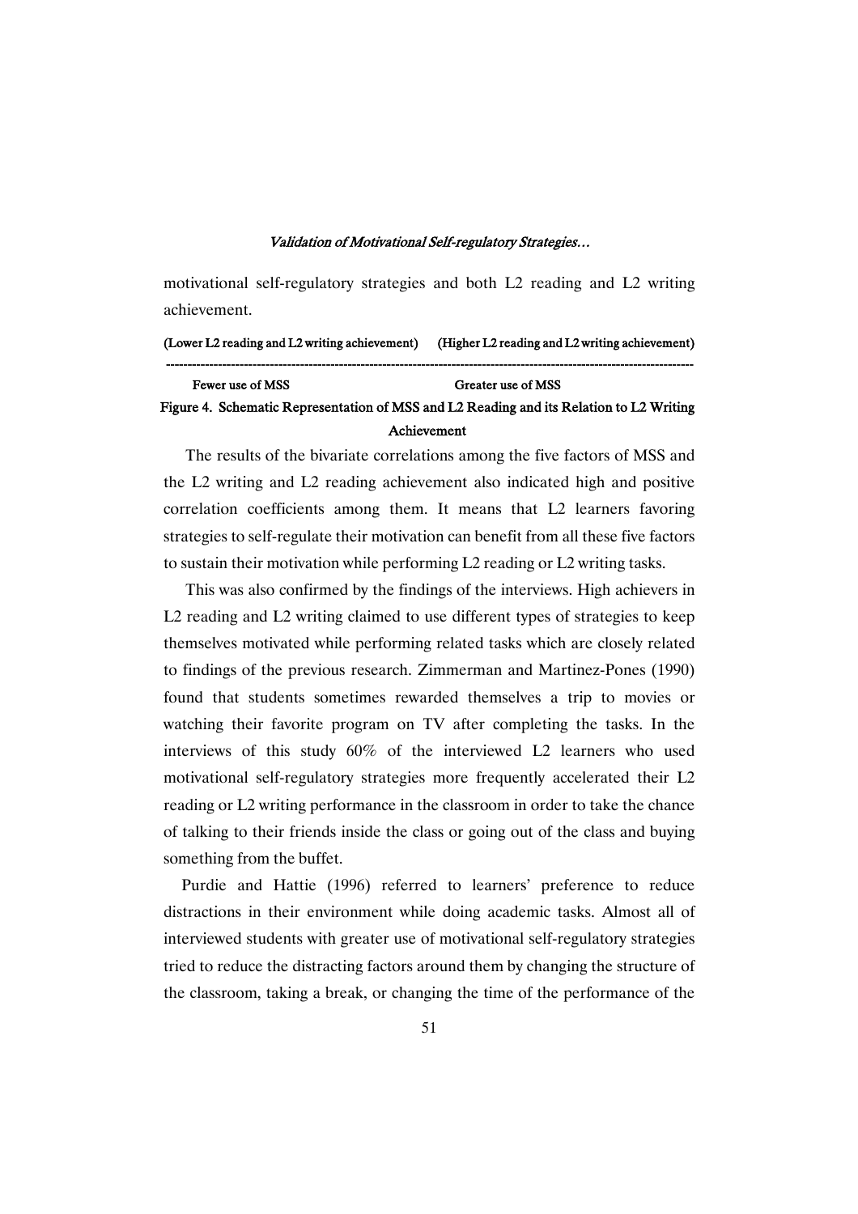motivational self-regulatory strategies and both L2 reading and L2 writing achievement.

**(Lower L2 reading and L2 writing achievement)      (Higher L2 reading and L2 writing achievement)**

------------------------------------------------------------------------------------------------------------------------

**Fewer use of MSS                                                    Greater use of MSS**

**Figure 4. Schematic Representation of MSS and L2 Reading and its Relation to L2 Writing Achievement**

The results of the bivariate correlations among the five factors of MSS and the L2 writing and L2 reading achievement also indicated high and positive correlation coefficients among them. It means that L2 learners favoring strategies to self-regulate their motivation can benefit from all these five factors to sustain their motivation while performing L2 reading or L2 writing tasks.

This was also confirmed by the findings of the interviews. High achievers in L2 reading and L2 writing claimed to use different types of strategies to keep themselves motivated while performing related tasks which are closely related to findings of the previous research. Zimmerman and Martinez-Pones (1990) found that students sometimes rewarded themselves a trip to movies or watching their favorite program on TV after completing the tasks. In the interviews of this study 60% of the interviewed L2 learners who used motivational self-regulatory strategies more frequently accelerated their L2 reading or L2 writing performance in the classroom in order to take the chance of talking to their friends inside the class or going out of the class and buying something from the buffet.

Purdie and Hattie (1996) referred to learners' preference to reduce distractions in their environment while doing academic tasks. Almost all of interviewed students with greater use of motivational self-regulatory strategies tried to reduce the distracting factors around them by changing the structure of the classroom, taking a break, or changing the time of the performance of the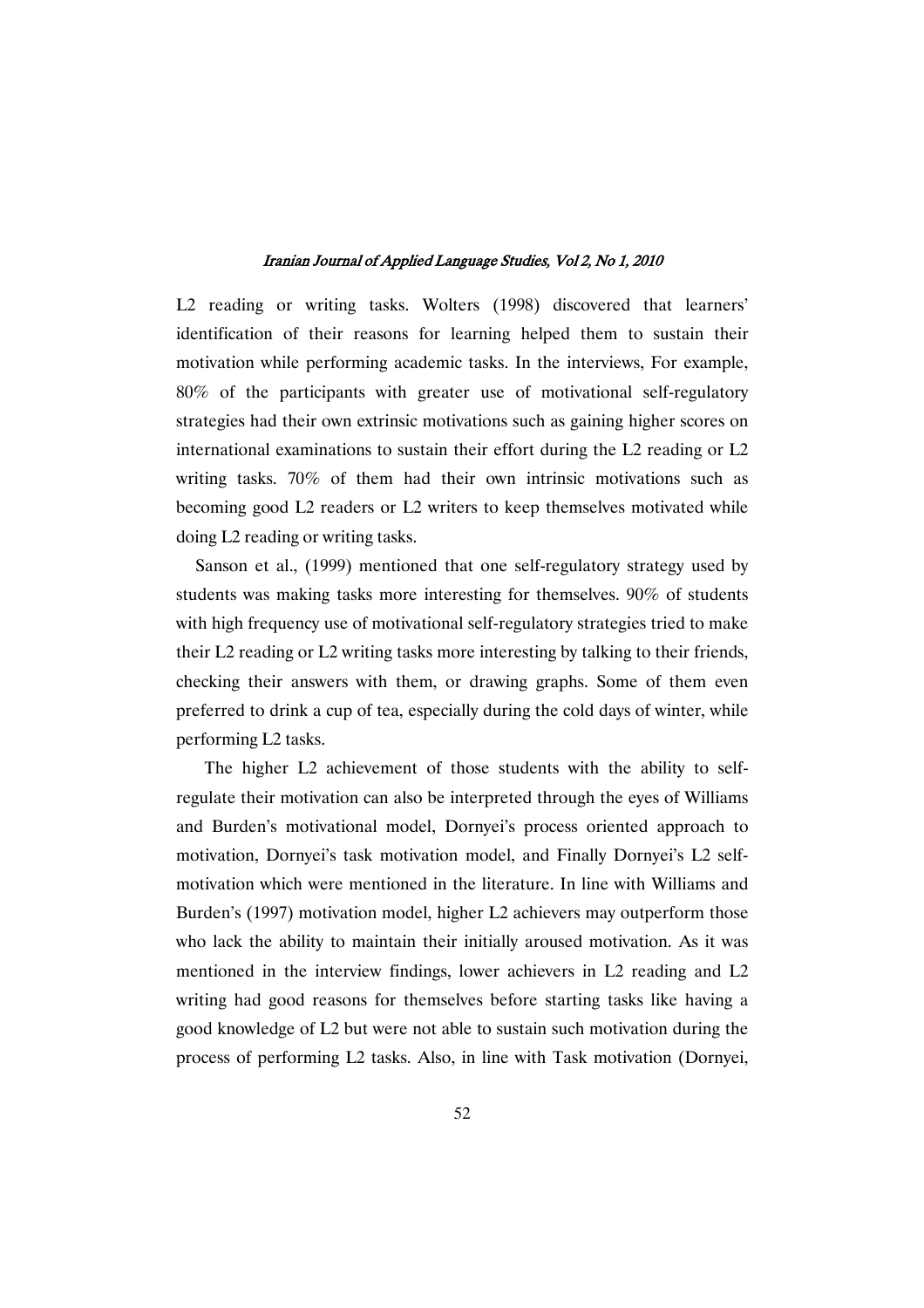L2 reading or writing tasks. Wolters (1998) discovered that learners' identification of their reasons for learning helped them to sustain their motivation while performing academic tasks. In the interviews, For example, 80% of the participants with greater use of motivational self-regulatory strategies had their own extrinsic motivations such as gaining higher scores on international examinations to sustain their effort during the L2 reading or L2 writing tasks. 70% of them had their own intrinsic motivations such as becoming good L2 readers or L2 writers to keep themselves motivated while doing L2 reading or writing tasks.

Sanson et al., (1999) mentioned that one self-regulatory strategy used by students was making tasks more interesting for themselves. 90% of students with high frequency use of motivational self-regulatory strategies tried to make their L2 reading or L2 writing tasks more interesting by talking to their friends, checking their answers with them, or drawing graphs. Some of them even preferred to drink a cup of tea, especially during the cold days of winter, while performing L2 tasks.

The higher L2 achievement of those students with the ability to self-regulate their motivation can also be interpreted through the eyes of Williams and Burden's motivational model, Dornyei's process oriented approach to motivation, Dornyei's task motivation model, and Finally Dornyei's L2 self-motivation which were mentioned in the literature. In line with Williams and Burden's (1997) motivation model, higher L2 achievers may outperform those who lack the ability to maintain their initially aroused motivation. As it was mentioned in the interview findings, lower achievers in L2 reading and L2 writing had good reasons for themselves before starting tasks like having a good knowledge of L2 but were not able to sustain such motivation during the process of performing L2 tasks. Also, in line with Task motivation (Dornyei,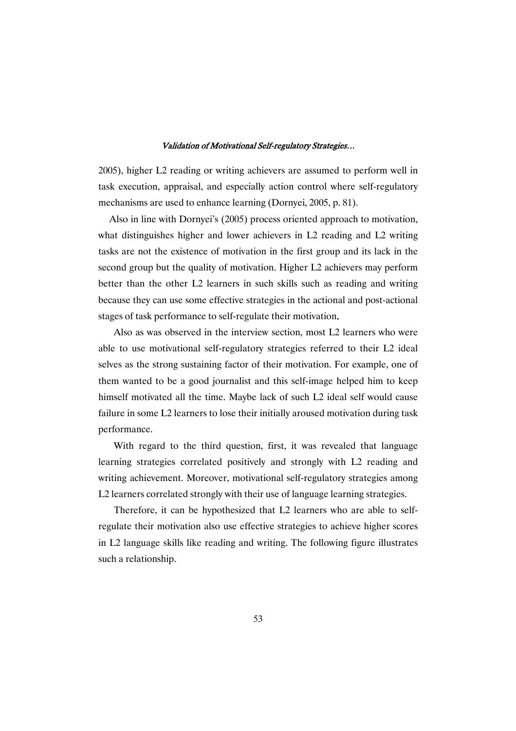2005), higher L2 reading or writing achievers are assumed to perform well in task execution, appraisal, and especially action control where self-regulatory mechanisms are used to enhance learning (Dornyei, 2005, p. 81).

Also in line with Dornyei's (2005) process oriented approach to motivation, what distinguishes higher and lower achievers in L2 reading and L2 writing tasks are not the existence of motivation in the first group and its lack in the second group but the quality of motivation. Higher L2 achievers may perform better than the other L2 learners in such skills such as reading and writing because they can use some effective strategies in the actional and post-actional stages of task performance to self-regulate their motivation.

Also as was observed in the interview section, most L2 learners who were able to use motivational self-regulatory strategies referred to their L2 ideal selves as the strong sustaining factor of their motivation. For example, one of them wanted to be a good journalist and this self-image helped him to keep himself motivated all the time. Maybe lack of such L2 ideal self would cause failure in some L2 learners to lose their initially aroused motivation during task performance.

With regard to the third question, first, it was revealed that language learning strategies correlated positively and strongly with L2 reading and writing achievement. Moreover, motivational self-regulatory strategies among L2 learners correlated strongly with their use of language learning strategies.

Therefore, it can be hypothesized that L2 learners who are able to self-regulate their motivation also use effective strategies to achieve higher scores in L2 language skills like reading and writing. The following figure illustrates such a relationship.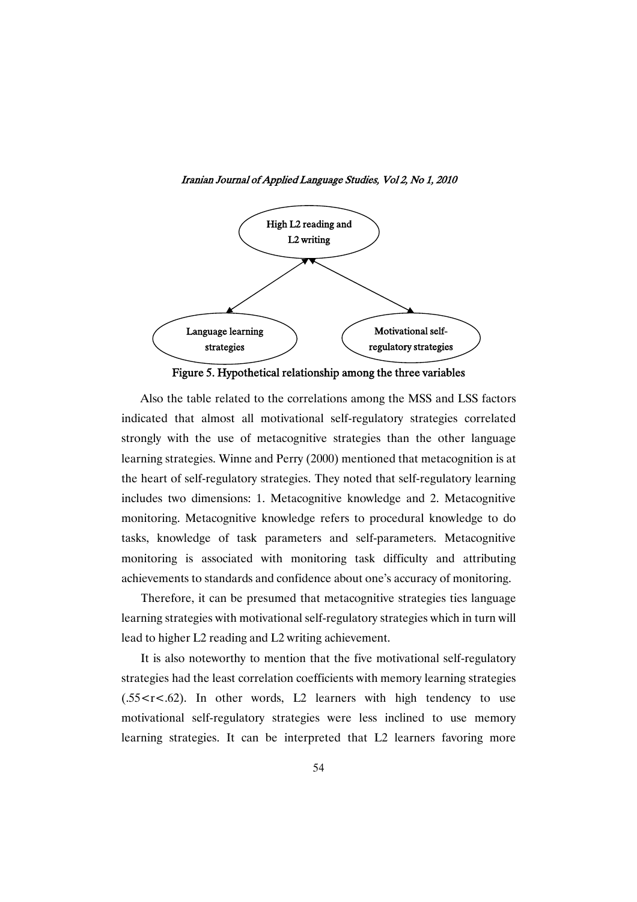High L2 reading and L2 writing

Language learning strategies

Motivational self-regulatory strategies

**Figure 5. Hypothetical relationship among the three variables**

Also the table related to the correlations among the MSS and LSS factors indicated that almost all motivational self-regulatory strategies correlated strongly with the use of metacognitive strategies than the other language learning strategies. Winne and Perry (2000) mentioned that metacognition is at the heart of self-regulatory strategies. They noted that self-regulatory learning includes two dimensions: 1. Metacognitive knowledge and 2. Metacognitive monitoring. Metacognitive knowledge refers to procedural knowledge to do tasks, knowledge of task parameters and self-parameters. Metacognitive monitoring is associated with monitoring task difficulty and attributing achievements to standards and confidence about one's accuracy of monitoring.

Therefore, it can be presumed that metacognitive strategies ties language learning strategies with motivational self-regulatory strategies which in turn will lead to higher L2 reading and L2 writing achievement.

It is also noteworthy to mention that the five motivational self-regulatory strategies had the least correlation coefficients with memory learning strategies ($.55 < r < .62$). In other words, L2 learners with high tendency to use motivational self-regulatory strategies were less inclined to use memory learning strategies. It can be interpreted that L2 learners favoring more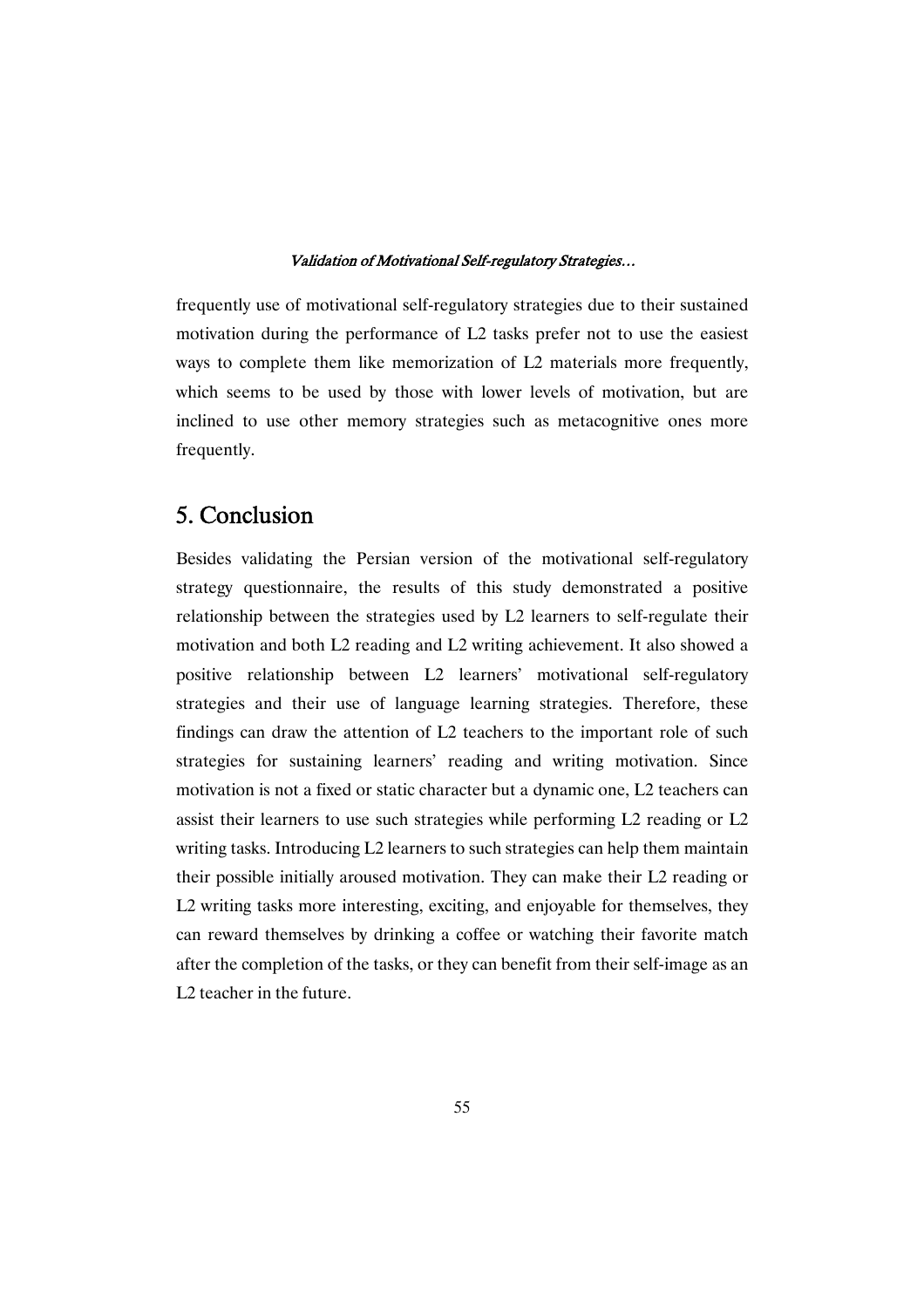frequently use of motivational self-regulatory strategies due to their sustained motivation during the performance of L2 tasks prefer not to use the easiest ways to complete them like memorization of L2 materials more frequently, which seems to be used by those with lower levels of motivation, but are inclined to use other memory strategies such as metacognitive ones more frequently.

## 5. Conclusion

Besides validating the Persian version of the motivational self-regulatory strategy questionnaire, the results of this study demonstrated a positive relationship between the strategies used by L2 learners to self-regulate their motivation and both L2 reading and L2 writing achievement. It also showed a positive relationship between L2 learners' motivational self-regulatory strategies and their use of language learning strategies. Therefore, these findings can draw the attention of L2 teachers to the important role of such strategies for sustaining learners' reading and writing motivation. Since motivation is not a fixed or static character but a dynamic one, L2 teachers can assist their learners to use such strategies while performing L2 reading or L2 writing tasks. Introducing L2 learners to such strategies can help them maintain their possible initially aroused motivation. They can make their L2 reading or L2 writing tasks more interesting, exciting, and enjoyable for themselves, they can reward themselves by drinking a coffee or watching their favorite match after the completion of the tasks, or they can benefit from their self-image as an L2 teacher in the future.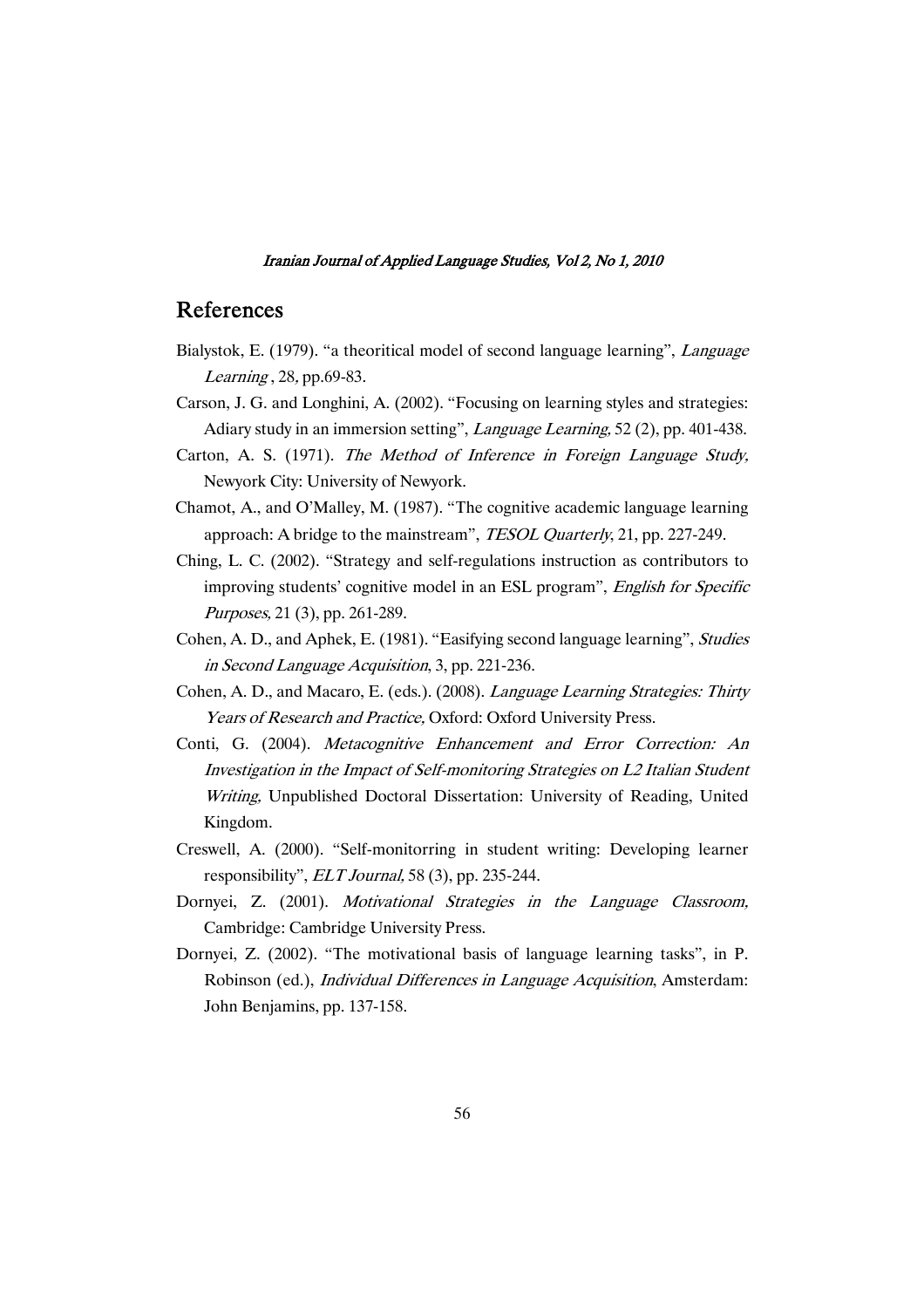## References

Bialystok, E. (1979). “a theoritical model of second language learning”, *Language Learning* , 28, pp.69-83.

Carson, J. G. and Longhini, A. (2002). “Focusing on learning styles and strategies: Adiary study in an immersion setting”, *Language Learning*, 52 (2), pp. 401-438.

Carton, A. S. (1971). *The Method of Inference in Foreign Language Study,* Newyork City: University of Newyork.

Chamot, A., and O’Malley, M. (1987). “The cognitive academic language learning approach: A bridge to the mainstream”, *TESOL Quarterly*, 21, pp. 227-249.

Ching, L. C. (2002). “Strategy and self-regulations instruction as contributors to improving students’ cognitive model in an ESL program”, *English for Specific Purposes,* 21 (3), pp. 261-289.

Cohen, A. D., and Aphek, E. (1981). “Easifying second language learning”, *Studies in Second Language Acquisition*, 3, pp. 221-236.

Cohen, A. D., and Macaro, E. (eds.). (2008). *Language Learning Strategies: Thirty Years of Research and Practice,* Oxford: Oxford University Press.

Conti, G. (2004). *Metacognitive Enhancement and Error Correction: An Investigation in the Impact of Self-monitoring Strategies on L2 Italian Student Writing,* Unpublished Doctoral Dissertation: University of Reading, United Kingdom.

Creswell, A. (2000). “Self-monitorring in student writing: Developing learner responsibility”, *ELT Journal,* 58 (3), pp. 235-244.

Dornyei, Z. (2001). *Motivational Strategies in the Language Classroom,* Cambridge: Cambridge University Press.

Dornyei, Z. (2002). “The motivational basis of language learning tasks”, in P. Robinson (ed.), *Individual Differences in Language Acquisition*, Amsterdam: John Benjamins, pp. 137-158.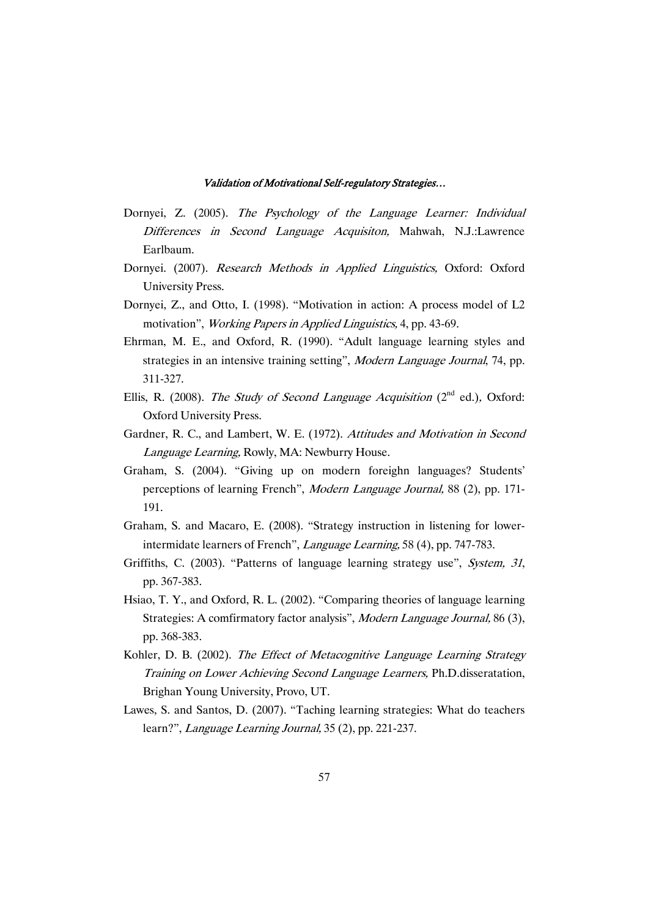Dornyei, Z. (2005). *The Psychology of the Language Learner: Individual Differences in Second Language Acquisiton,* Mahwah, N.J.:Lawrence Earlbaum.

Dornyei. (2007). *Research Methods in Applied Linguistics,* Oxford: Oxford University Press.

Dornyei, Z., and Otto, I. (1998). "Motivation in action: A process model of L2 motivation", *Working Papers in Applied Linguistics,* 4, pp. 43-69.

Ehrman, M. E., and Oxford, R. (1990). "Adult language learning styles and strategies in an intensive training setting", *Modern Language Journal,* 74, pp. 311-327.

Ellis, R. (2008). *The Study of Second Language Acquisition* (2nd ed.), Oxford: Oxford University Press.

Gardner, R. C., and Lambert, W. E. (1972). *Attitudes and Motivation in Second Language Learning,* Rowly, MA: Newburry House.

Graham, S. (2004). "Giving up on modern foreighn languages? Students' perceptions of learning French", *Modern Language Journal,* 88 (2), pp. 171-191.

Graham, S. and Macaro, E. (2008). "Strategy instruction in listening for lower-intermidate learners of French", *Language Learning,* 58 (4), pp. 747-783.

Griffiths, C. (2003). "Patterns of language learning strategy use", *System, 31*, pp. 367-383.

Hsiao, T. Y., and Oxford, R. L. (2002). "Comparing theories of language learning Strategies: A comfirmatory factor analysis", *Modern Language Journal,* 86 (3), pp. 368-383.

Kohler, D. B. (2002). *The Effect of Metacognitive Language Learning Strategy Training on Lower Achieving Second Language Learners,* Ph.D.disseratation, Brighan Young University, Provo, UT.

Lawes, S. and Santos, D. (2007). "Taching learning strategies: What do teachers learn?", *Language Learning Journal,* 35 (2), pp. 221-237.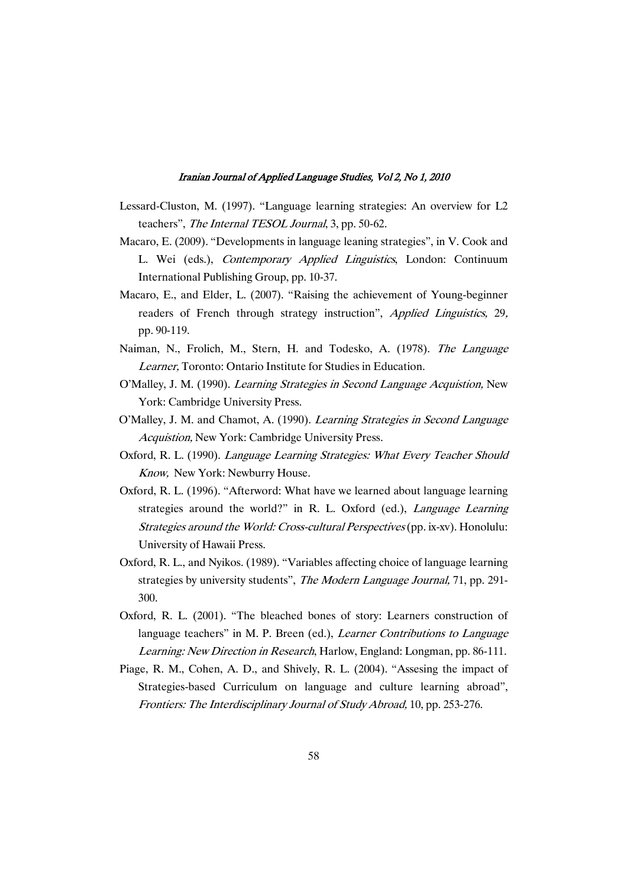Lessard-Cluston, M. (1997). "Language learning strategies: An overview for L2 teachers", *The Internal TESOL Journal*, 3, pp. 50-62.

Macaro, E. (2009). "Developments in language leaning strategies", in V. Cook and L. Wei (eds.), *Contemporary Applied Linguistics*, London: Continuum International Publishing Group, pp. 10-37.

Macaro, E., and Elder, L. (2007). "Raising the achievement of Young-beginner readers of French through strategy instruction", *Applied Linguistics,* 29*,* pp. 90-119.

Naiman, N., Frolich, M., Stern, H. and Todesko, A. (1978). *The Language Learner,* Toronto: Ontario Institute for Studies in Education.

O'Malley, J. M. (1990). *Learning Strategies in Second Language Acquistion,* New York: Cambridge University Press.

O'Malley, J. M. and Chamot, A. (1990). *Learning Strategies in Second Language Acquistion,* New York: Cambridge University Press.

Oxford, R. L. (1990). *Language Learning Strategies: What Every Teacher Should Know,* New York: Newburry House.

Oxford, R. L. (1996). "Afterword: What have we learned about language learning strategies around the world?" in R. L. Oxford (ed.), *Language Learning Strategies around the World: Cross-cultural Perspectives* (pp. ix-xv). Honolulu: University of Hawaii Press.

Oxford, R. L., and Nyikos. (1989). "Variables affecting choice of language learning strategies by university students", *The Modern Language Journal,* 71, pp. 291-300.

Oxford, R. L. (2001). "The bleached bones of story: Learners construction of language teachers" in M. P. Breen (ed.), *Learner Contributions to Language Learning: New Direction in Research*, Harlow, England: Longman, pp. 86-111.

Piage, R. M., Cohen, A. D., and Shively, R. L. (2004). "Assesing the impact of Strategies-based Curriculum on language and culture learning abroad", *Frontiers: The Interdisciplinary Journal of Study Abroad,* 10, pp. 253-276.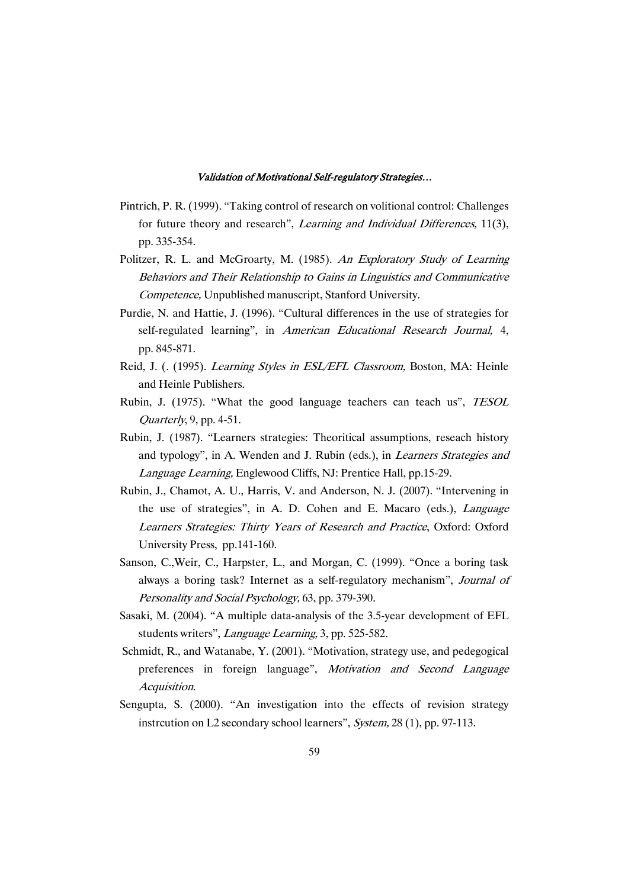Pintrich, P. R. (1999). "Taking control of research on volitional control: Challenges for future theory and research", *Learning and Individual Differences,* 11(3), pp. 335-354.

Politzer, R. L. and McGroarty, M. (1985). *An Exploratory Study of Learning Behaviors and Their Relationship to Gains in Linguistics and Communicative Competence,* Unpublished manuscript, Stanford University.

Purdie, N. and Hattie, J. (1996). "Cultural differences in the use of strategies for self-regulated learning", in *American Educational Research Journal,* 4, pp. 845-871.

Reid, J. (. (1995). *Learning Styles in ESL/EFL Classroom,* Boston, MA: Heinle and Heinle Publishers.

Rubin, J. (1975). "What the good language teachers can teach us", *TESOL Quarterly*, 9, pp. 4-51.

Rubin, J. (1987). "Learners strategies: Theoritical assumptions, reseach history and typology", in A. Wenden and J. Rubin (eds.), in *Learners Strategies and Language Learning,* Englewood Cliffs, NJ: Prentice Hall, pp.15-29.

Rubin, J., Chamot, A. U., Harris, V. and Anderson, N. J. (2007). "Intervening in the use of strategies", in A. D. Cohen and E. Macaro (eds.), *Language Learners Strategies: Thirty Years of Research and Practice*, Oxford: Oxford University Press, pp.141-160.

Sanson, C.,Weir, C., Harpster, L., and Morgan, C. (1999). "Once a boring task always a boring task? Internet as a self-regulatory mechanism", *Journal of Personality and Social Psychology,* 63, pp. 379-390.

Sasaki, M. (2004). "A multiple data-analysis of the 3.5-year development of EFL students writers", *Language Learning,* 3, pp. 525-582.

Schmidt, R., and Watanabe, Y. (2001). "Motivation, strategy use, and pedegogical preferences in foreign language", *Motivation and Second Language Acquisition*.

Sengupta, S. (2000). "An investigation into the effects of revision strategy instrcution on L2 secondary school learners", *System,* 28 (1), pp. 97-113.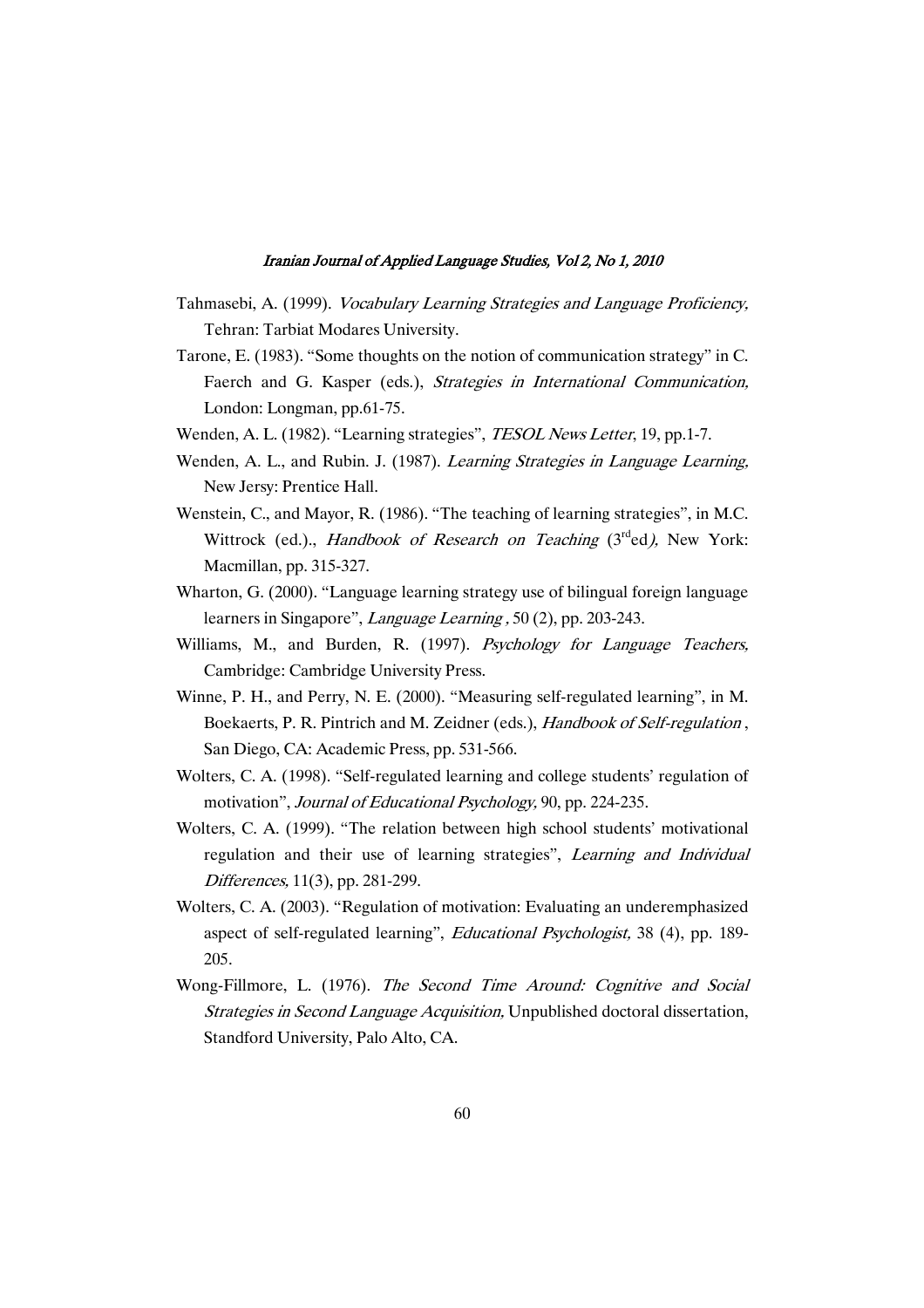Tahmasebi, A. (1999). *Vocabulary Learning Strategies and Language Proficiency,* Tehran: Tarbiat Modares University.

Tarone, E. (1983). "Some thoughts on the notion of communication strategy" in C. Faerch and G. Kasper (eds.), *Strategies in International Communication,* London: Longman, pp.61-75.

Wenden, A. L. (1982). "Learning strategies", *TESOL News Letter*, 19, pp.1-7.

Wenden, A. L., and Rubin. J. (1987). *Learning Strategies in Language Learning,* New Jersy: Prentice Hall.

Wenstein, C., and Mayor, R. (1986). "The teaching of learning strategies", in M.C. Wittrock (ed.)., *Handbook of Research on Teaching* (3rd ed*),* New York: Macmillan, pp. 315-327.

Wharton, G. (2000). "Language learning strategy use of bilingual foreign language learners in Singapore", *Language Learning ,* 50 (2), pp. 203-243.

Williams, M., and Burden, R. (1997). *Psychology for Language Teachers,* Cambridge: Cambridge University Press.

Winne, P. H., and Perry, N. E. (2000). "Measuring self-regulated learning", in M. Boekaerts, P. R. Pintrich and M. Zeidner (eds.), *Handbook of Self-regulation* , San Diego, CA: Academic Press, pp. 531-566.

Wolters, C. A. (1998). "Self-regulated learning and college students' regulation of motivation", *Journal of Educational Psychology,* 90, pp. 224-235.

Wolters, C. A. (1999). "The relation between high school students' motivational regulation and their use of learning strategies", *Learning and Individual Differences,* 11(3), pp. 281-299.

Wolters, C. A. (2003). "Regulation of motivation: Evaluating an underemphasized aspect of self-regulated learning", *Educational Psychologist,* 38 (4), pp. 189-205.

Wong-Fillmore, L. (1976). *The Second Time Around: Cognitive and Social Strategies in Second Language Acquisition,* Unpublished doctoral dissertation, Standford University, Palo Alto, CA.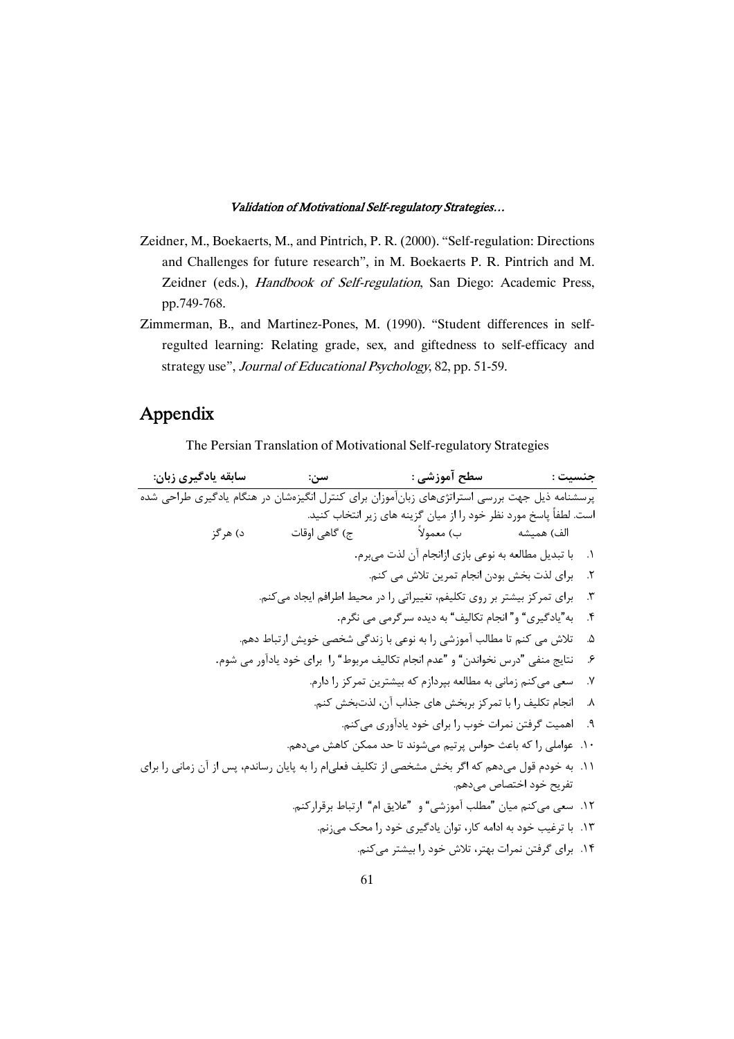Zeidner, M., Boekaerts, M., and Pintrich, P. R. (2000). "Self-regulation: Directions and Challenges for future research", in M. Boekaerts P. R. Pintrich and M. Zeidner (eds.), *Handbook of Self-regulation*, San Diego: Academic Press, pp.749-768.

Zimmerman, B., and Martinez-Pones, M. (1990). "Student differences in self-regulted learning: Relating grade, sex, and giftedness to self-efficacy and strategy use", *Journal of Educational Psychology*, 82, pp. 51-59.

# Appendix

The Persian Translation of Motivational Self-regulatory Strategies

**جنسیت :** **سطح آموزشی :** **سن:** **سابقه یادگیری زبان:**

پرسشنامه ذیل جهت بررسی استراتژی‌های زبان‌آموزان برای کنترل انگیزه‌شان در هنگام یادگیری طراحی شده است. لطفاً پاسخ مورد نظر خود را از میان گزینه های زیر انتخاب کنید.

الف) همیشه ب) معمولاً ج) گاهی اوقات د) هرگز

۱. با تبدیل مطالعه به نوعی بازی ازانجام آن لذت می‌برم.
۲. برای لذت بخش بودن انجام تمرین تلاش می کنم.
۳. برای تمرکز بیشتر بر روی تکلیفم، تغییراتی را در محیط اطرافم ایجاد می‌کنم.
۴. به"یادگیری" و" انجام تکالیف" به دیده سرگرمی می نگرم.
۵. تلاش می کنم تا مطالب آموزشی را به نوعی با زندگی شخصی خویش ارتباط دهم.
۶. نتایج منفی "درس نخواندن" و "عدم انجام تکالیف مربوط" را برای خود یادآور می شوم.
۷. سعی می‌کنم زمانی به مطالعه بپردازم که بیشترین تمرکز را دارم.
۸. انجام تکلیف را با تمرکز بربخش های جذاب آن، لذت‌بخش کنم.
۹. اهمیت گرفتن نمرات خوب را برای خود یادآوری می‌کنم.
۱۰. عواملی را که باعث حواس پرتیم می‌شوند تا حد ممکن کاهش می‌دهم.
۱۱. به خودم قول می‌دهم که اگر بخش مشخصی از تکلیف فعلی‌ام را به پایان رساندم، پس از آن زمانی را برای تفریح خود اختصاص می‌دهم.
۱۲. سعی می‌کنم میان "مطلب آموزشی" و "علایق ام" ارتباط برقرارکنم.
۱۳. با ترغیب خود به ادامه کار، توان یادگیری خود را محک می‌زنم.
۱۴. برای گرفتن نمرات بهتر، تلاش خود را بیشتر می‌کنم.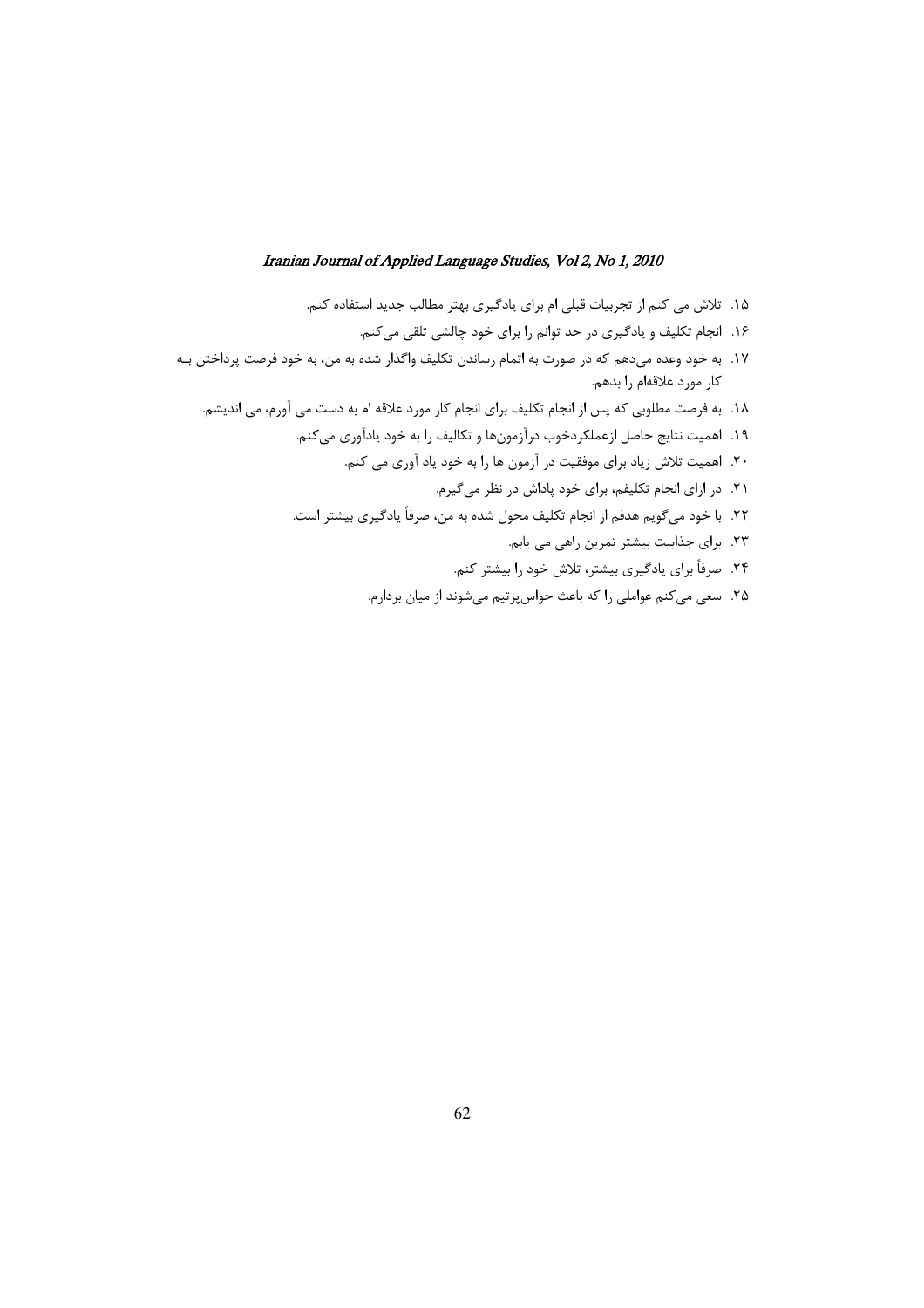۱۵. تلاش می کنم از تجربیات قبلی ام برای یادگیری بهتر مطالب جدید استفاده کنم.

۱۶. انجام تکلیف و یادگیری در حد توانم را برای خود چالشی تلقی می‌کنم.

۱۷. به خود وعده می‌دهم که در صورت به اتمام رساندن تکلیف واگذار شده به من، به خود فرصت پرداختن بـه کار مورد علاقه‌ام را بدهم.

۱۸. به فرصت مطلوبی که پس از انجام تکلیف برای انجام کار مورد علاقه ام به دست می آورم، می اندیشم.

۱۹. اهمیت نتایج حاصل ازعملکردخوب درآزمون‌ها و تکالیف را به خود یادآوری می‌کنم.

۲۰. اهمیت تلاش زیاد برای موفقیت در آزمون ها را به خود یاد آوری می کنم.

۲۱. در ازای انجام تکلیفم، برای خود پاداش در نظر می‌گیرم.

۲۲. با خود می‌گویم هدفم از انجام تکلیف محول شده به من، صرفاً یادگیری بیشتر است.

۲۳. برای جذابیت بیشتر تمرین راهی می یابم.

۲۴. صرفاً برای یادگیری بیشتر، تلاش خود را بیشتر کنم.

۲۵. سعی می‌کنم عواملی را که باعث حواس‌پرتیم می‌شوند از میان بردارم.